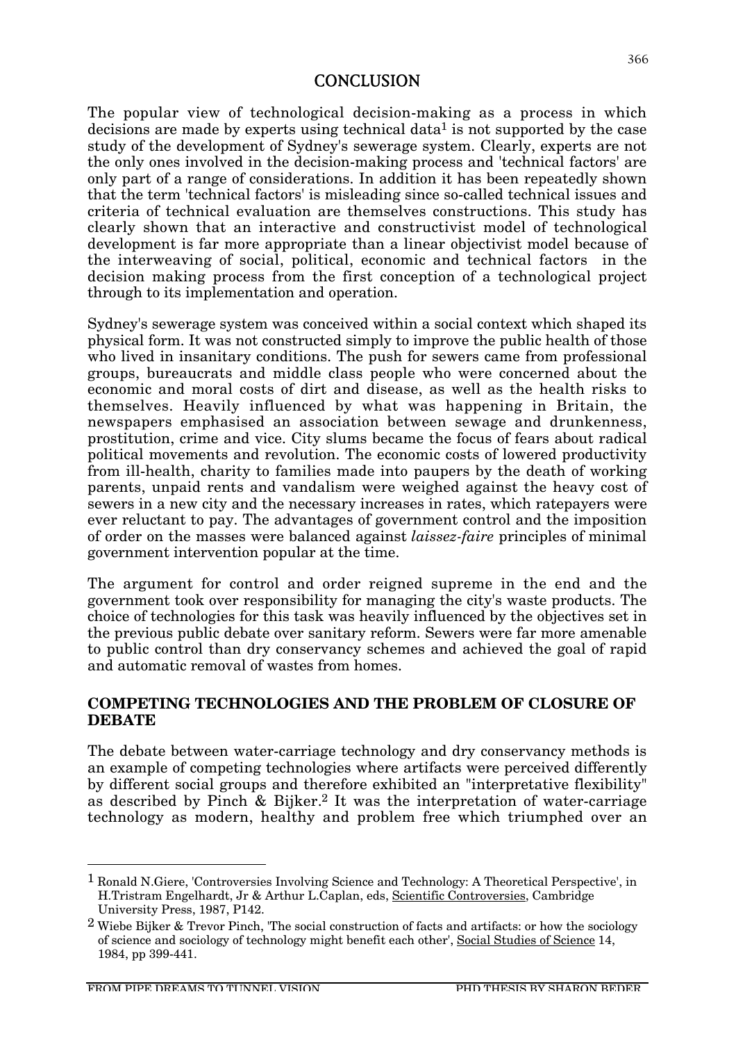# CONCLUSION

The popular view of technological decision-making as a process in which decisions are made by experts using technical data[1] is not supported by the case study of the development of Sydney's sewerage system. Clearly, experts are not the only ones involved in the decision-making process and 'technical factors' are only part of a range of considerations. In addition it has been repeatedly shown that the term 'technical factors' is misleading since so-called technical issues and criteria of technical evaluation are themselves constructions. This study has clearly shown that an interactive and constructivist model of technological development is far more appropriate than a linear objectivist model because of the interweaving of social, political, economic and technical factors in the decision making process from the first conception of a technological project through to its implementation and operation.

Sydney's sewerage system was conceived within a social context which shaped its physical form. It was not constructed simply to improve the public health of those who lived in insanitary conditions. The push for sewers came from professional groups, bureaucrats and middle class people who were concerned about the economic and moral costs of dirt and disease, as well as the health risks to themselves. Heavily influenced by what was happening in Britain, the newspapers emphasised an association between sewage and drunkenness, prostitution, crime and vice. City slums became the focus of fears about radical political movements and revolution. The economic costs of lowered productivity from ill-health, charity to families made into paupers by the death of working parents, unpaid rents and vandalism were weighed against the heavy cost of sewers in a new city and the necessary increases in rates, which ratepayers were ever reluctant to pay. The advantages of government control and the imposition of order on the masses were balanced against *laissez-faire* principles of minimal government intervention popular at the time.

The argument for control and order reigned supreme in the end and the government took over responsibility for managing the city's waste products. The choice of technologies for this task was heavily influenced by the objectives set in the previous public debate over sanitary reform. Sewers were far more amenable to public control than dry conservancy schemes and achieved the goal of rapid and automatic removal of wastes from homes.

## COMPETING TECHNOLOGIES AND THE PROBLEM OF CLOSURE OF DEBATE

The debate between water-carriage technology and dry conservancy methods is an example of competing technologies where artifacts were perceived differently by different social groups and therefore exhibited an "interpretative flexibility" as described by Pinch & Bijker.[2] It was the interpretation of water-carriage technology as modern, healthy and problem free which triumphed over an

---

[1] Ronald N.Giere, 'Controversies Involving Science and Technology: A Theoretical Perspective', in H.Tristram Engelhardt, Jr & Arthur L.Caplan, eds, Scientific Controversies, Cambridge University Press, 1987, P142.

[2] Wiebe Bijker & Trevor Pinch, 'The social construction of facts and artifacts: or how the sociology of science and sociology of technology might benefit each other', Social Studies of Science 14, 1984, pp 399-441.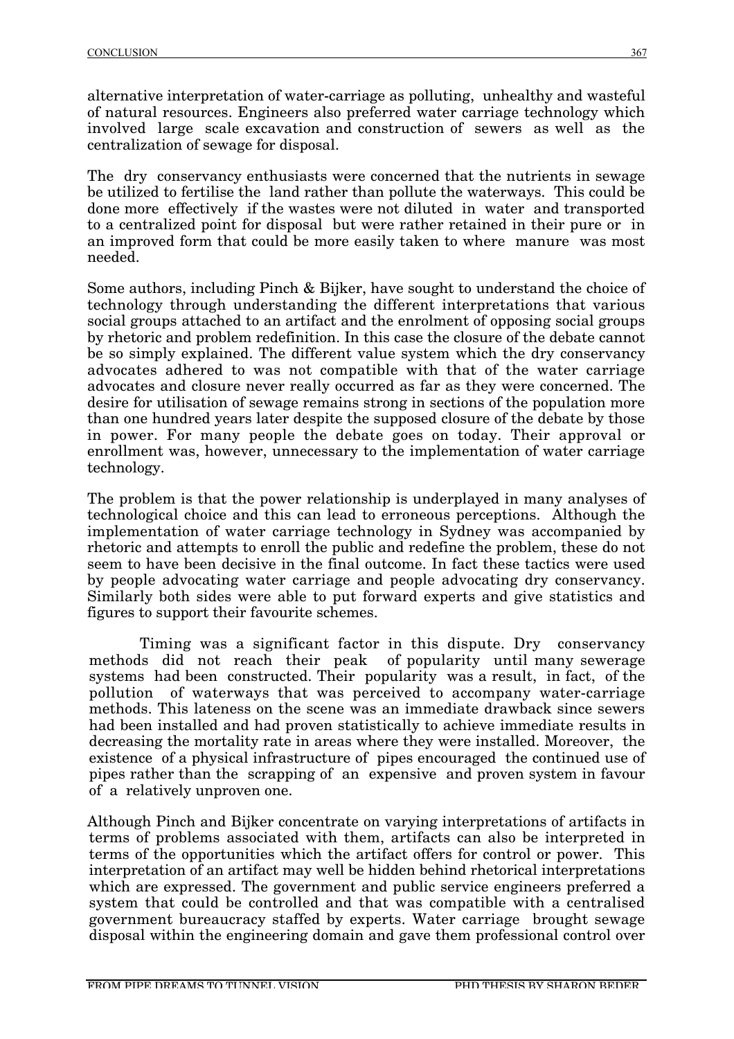alternative interpretation of water-carriage as polluting, unhealthy and wasteful of natural resources. Engineers also preferred water carriage technology which involved large scale excavation and construction of sewers as well as the centralization of sewage for disposal.

The dry conservancy enthusiasts were concerned that the nutrients in sewage be utilized to fertilise the land rather than pollute the waterways. This could be done more effectively if the wastes were not diluted in water and transported to a centralized point for disposal but were rather retained in their pure or in an improved form that could be more easily taken to where manure was most needed.

Some authors, including Pinch & Bijker, have sought to understand the choice of technology through understanding the different interpretations that various social groups attached to an artifact and the enrolment of opposing social groups by rhetoric and problem redefinition. In this case the closure of the debate cannot be so simply explained. The different value system which the dry conservancy advocates adhered to was not compatible with that of the water carriage advocates and closure never really occurred as far as they were concerned. The desire for utilisation of sewage remains strong in sections of the population more than one hundred years later despite the supposed closure of the debate by those in power. For many people the debate goes on today. Their approval or enrollment was, however, unnecessary to the implementation of water carriage technology.

The problem is that the power relationship is underplayed in many analyses of technological choice and this can lead to erroneous perceptions. Although the implementation of water carriage technology in Sydney was accompanied by rhetoric and attempts to enroll the public and redefine the problem, these do not seem to have been decisive in the final outcome. In fact these tactics were used by people advocating water carriage and people advocating dry conservancy. Similarly both sides were able to put forward experts and give statistics and figures to support their favourite schemes.

Timing was a significant factor in this dispute. Dry conservancy methods did not reach their peak of popularity until many sewerage systems had been constructed. Their popularity was a result, in fact, of the pollution of waterways that was perceived to accompany water-carriage methods. This lateness on the scene was an immediate drawback since sewers had been installed and had proven statistically to achieve immediate results in decreasing the mortality rate in areas where they were installed. Moreover, the existence of a physical infrastructure of pipes encouraged the continued use of pipes rather than the scrapping of an expensive and proven system in favour of a relatively unproven one.

Although Pinch and Bijker concentrate on varying interpretations of artifacts in terms of problems associated with them, artifacts can also be interpreted in terms of the opportunities which the artifact offers for control or power. This interpretation of an artifact may well be hidden behind rhetorical interpretations which are expressed. The government and public service engineers preferred a system that could be controlled and that was compatible with a centralised government bureaucracy staffed by experts. Water carriage brought sewage disposal within the engineering domain and gave them professional control over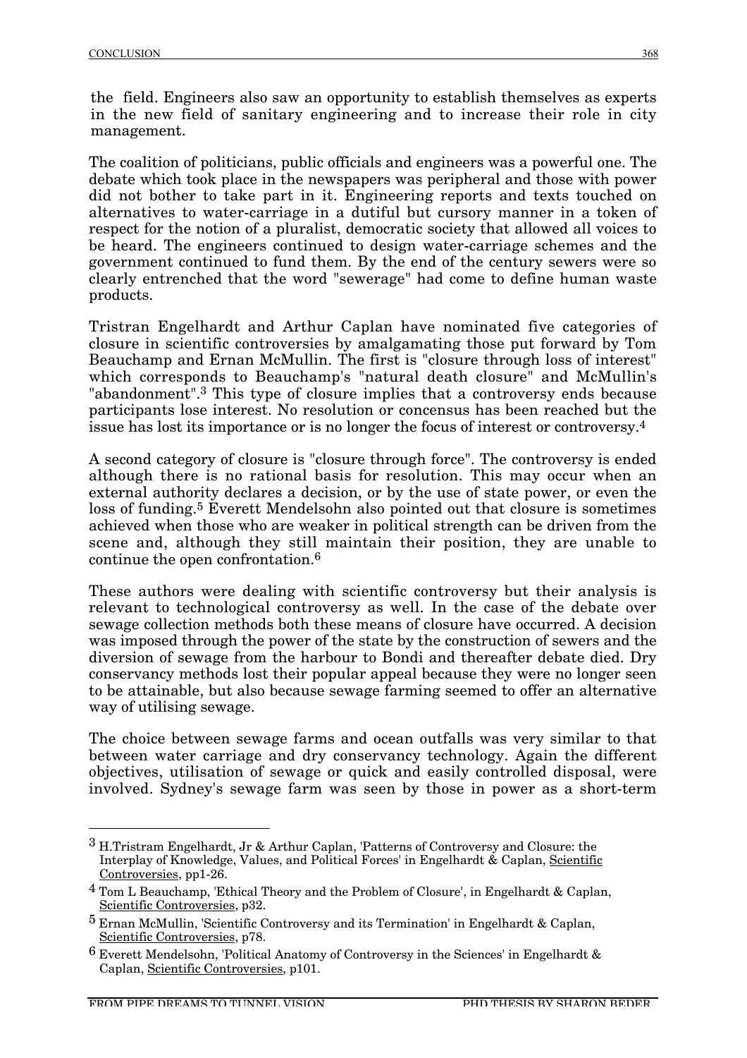the field. Engineers also saw an opportunity to establish themselves as experts in the new field of sanitary engineering and to increase their role in city management.

The coalition of politicians, public officials and engineers was a powerful one. The debate which took place in the newspapers was peripheral and those with power did not bother to take part in it. Engineering reports and texts touched on alternatives to water-carriage in a dutiful but cursory manner in a token of respect for the notion of a pluralist, democratic society that allowed all voices to be heard. The engineers continued to design water-carriage schemes and the government continued to fund them. By the end of the century sewers were so clearly entrenched that the word "sewerage" had come to define human waste products.

Tristran Engelhardt and Arthur Caplan have nominated five categories of closure in scientific controversies by amalgamating those put forward by Tom Beauchamp and Ernan McMullin. The first is "closure through loss of interest" which corresponds to Beauchamp's "natural death closure" and McMullin's "abandonment".[3] This type of closure implies that a controversy ends because participants lose interest. No resolution or concensus has been reached but the issue has lost its importance or is no longer the focus of interest or controversy.[4]

A second category of closure is "closure through force". The controversy is ended although there is no rational basis for resolution. This may occur when an external authority declares a decision, or by the use of state power, or even the loss of funding.[5] Everett Mendelsohn also pointed out that closure is sometimes achieved when those who are weaker in political strength can be driven from the scene and, although they still maintain their position, they are unable to continue the open confrontation.[6]

These authors were dealing with scientific controversy but their analysis is relevant to technological controversy as well. In the case of the debate over sewage collection methods both these means of closure have occurred. A decision was imposed through the power of the state by the construction of sewers and the diversion of sewage from the harbour to Bondi and thereafter debate died. Dry conservancy methods lost their popular appeal because they were no longer seen to be attainable, but also because sewage farming seemed to offer an alternative way of utilising sewage.

The choice between sewage farms and ocean outfalls was very similar to that between water carriage and dry conservancy technology. Again the different objectives, utilisation of sewage or quick and easily controlled disposal, were involved. Sydney's sewage farm was seen by those in power as a short-term

---

[3] H.Tristram Engelhardt, Jr & Arthur Caplan, 'Patterns of Controversy and Closure: the Interplay of Knowledge, Values, and Political Forces' in Engelhardt & Caplan, Scientific Controversies, pp1-26.

[4] Tom L Beauchamp, 'Ethical Theory and the Problem of Closure', in Engelhardt & Caplan, Scientific Controversies, p32.

[5] Ernan McMullin, 'Scientific Controversy and its Termination' in Engelhardt & Caplan, Scientific Controversies, p78.

[6] Everett Mendelsohn, 'Political Anatomy of Controversy in the Sciences' in Engelhardt & Caplan, Scientific Controversies, p101.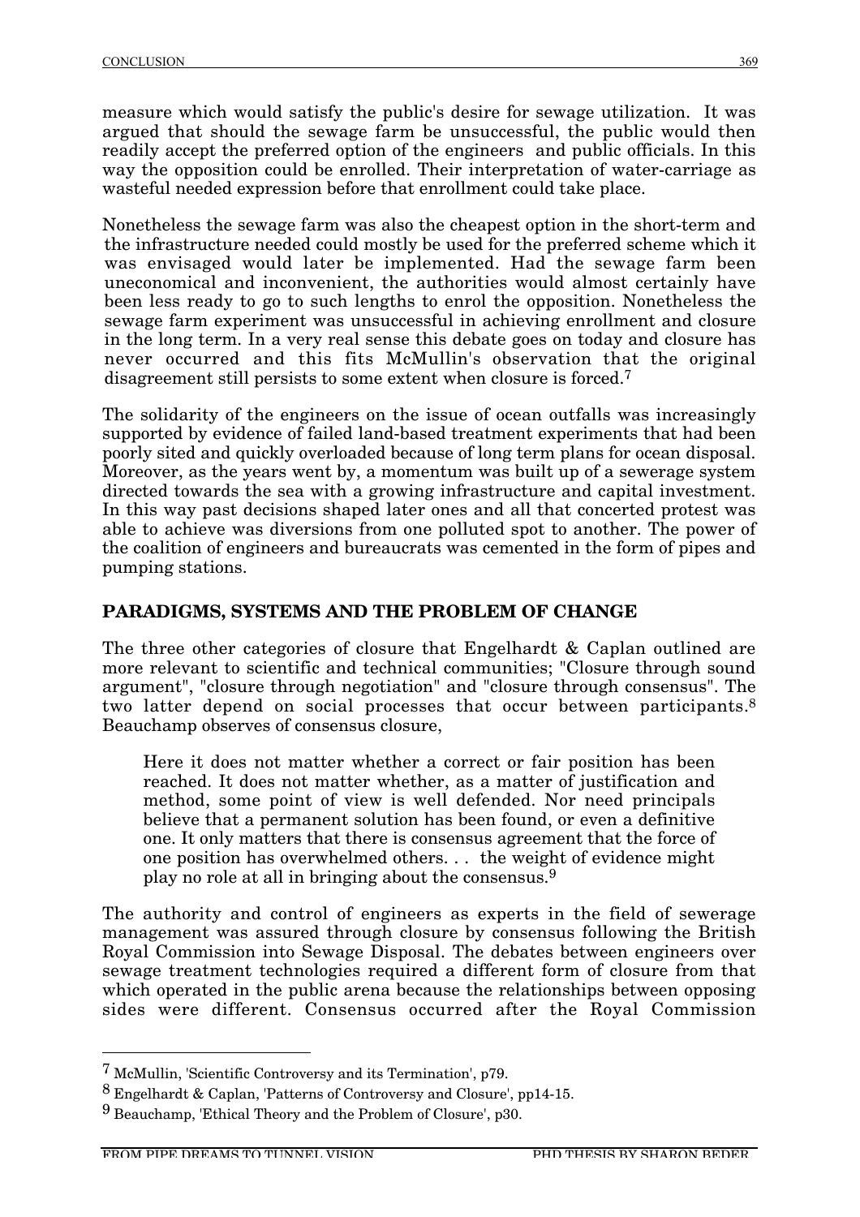measure which would satisfy the public's desire for sewage utilization. It was argued that should the sewage farm be unsuccessful, the public would then readily accept the preferred option of the engineers and public officials. In this way the opposition could be enrolled. Their interpretation of water-carriage as wasteful needed expression before that enrollment could take place.

Nonetheless the sewage farm was also the cheapest option in the short-term and the infrastructure needed could mostly be used for the preferred scheme which it was envisaged would later be implemented. Had the sewage farm been uneconomical and inconvenient, the authorities would almost certainly have been less ready to go to such lengths to enrol the opposition. Nonetheless the sewage farm experiment was unsuccessful in achieving enrollment and closure in the long term. In a very real sense this debate goes on today and closure has never occurred and this fits McMullin's observation that the original disagreement still persists to some extent when closure is forced.[7]

The solidarity of the engineers on the issue of ocean outfalls was increasingly supported by evidence of failed land-based treatment experiments that had been poorly sited and quickly overloaded because of long term plans for ocean disposal. Moreover, as the years went by, a momentum was built up of a sewerage system directed towards the sea with a growing infrastructure and capital investment. In this way past decisions shaped later ones and all that concerted protest was able to achieve was diversions from one polluted spot to another. The power of the coalition of engineers and bureaucrats was cemented in the form of pipes and pumping stations.

## PARADIGMS, SYSTEMS AND THE PROBLEM OF CHANGE

The three other categories of closure that Engelhardt & Caplan outlined are more relevant to scientific and technical communities; "Closure through sound argument", "closure through negotiation" and "closure through consensus". The two latter depend on social processes that occur between participants.[8] Beauchamp observes of consensus closure,

> Here it does not matter whether a correct or fair position has been reached. It does not matter whether, as a matter of justification and method, some point of view is well defended. Nor need principals believe that a permanent solution has been found, or even a definitive one. It only matters that there is consensus agreement that the force of one position has overwhelmed others. . . the weight of evidence might play no role at all in bringing about the consensus.[9]

The authority and control of engineers as experts in the field of sewerage management was assured through closure by consensus following the British Royal Commission into Sewage Disposal. The debates between engineers over sewage treatment technologies required a different form of closure from that which operated in the public arena because the relationships between opposing sides were different. Consensus occurred after the Royal Commission

---

[7] McMullin, 'Scientific Controversy and its Termination', p79.

[8] Engelhardt & Caplan, 'Patterns of Controversy and Closure', pp14-15.

[9] Beauchamp, 'Ethical Theory and the Problem of Closure', p30.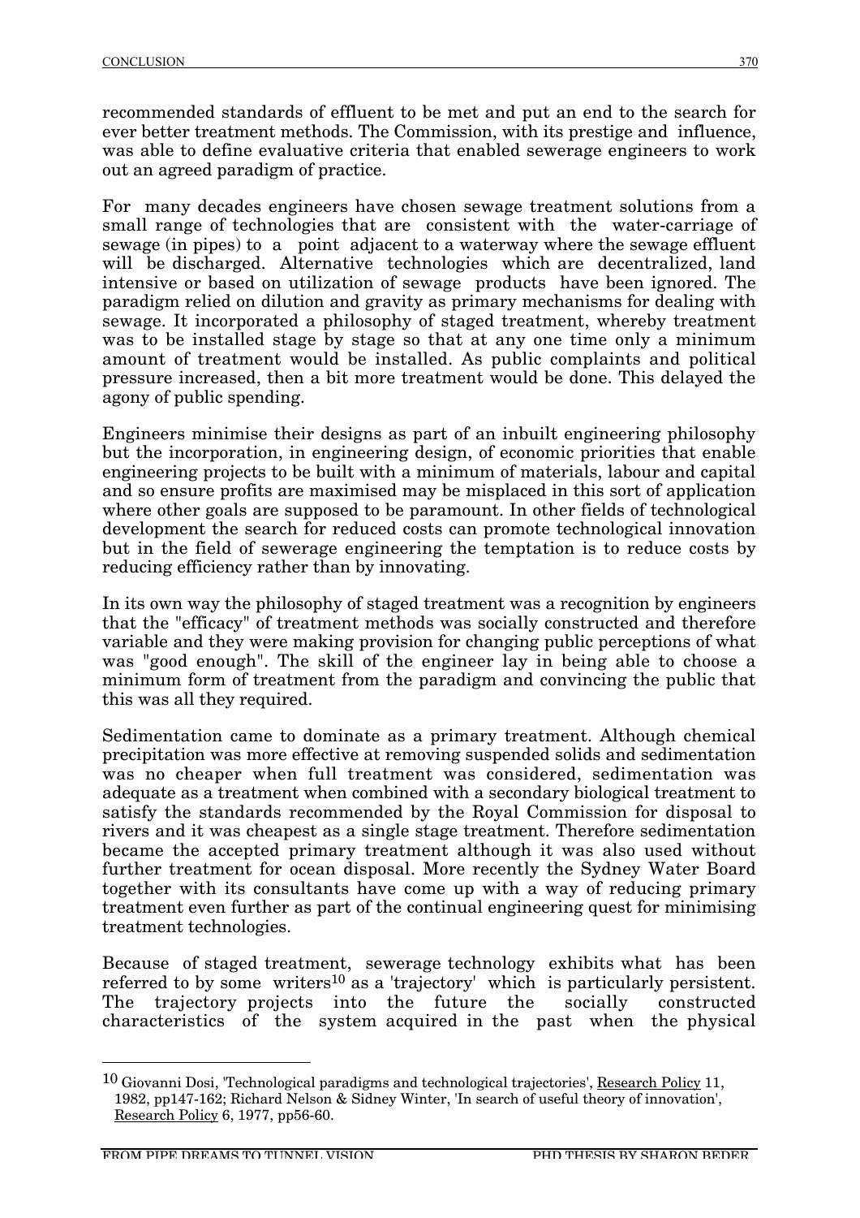recommended standards of effluent to be met and put an end to the search for ever better treatment methods. The Commission, with its prestige and influence, was able to define evaluative criteria that enabled sewerage engineers to work out an agreed paradigm of practice.

For many decades engineers have chosen sewage treatment solutions from a small range of technologies that are consistent with the water-carriage of sewage (in pipes) to a point adjacent to a waterway where the sewage effluent will be discharged. Alternative technologies which are decentralized, land intensive or based on utilization of sewage products have been ignored. The paradigm relied on dilution and gravity as primary mechanisms for dealing with sewage. It incorporated a philosophy of staged treatment, whereby treatment was to be installed stage by stage so that at any one time only a minimum amount of treatment would be installed. As public complaints and political pressure increased, then a bit more treatment would be done. This delayed the agony of public spending.

Engineers minimise their designs as part of an inbuilt engineering philosophy but the incorporation, in engineering design, of economic priorities that enable engineering projects to be built with a minimum of materials, labour and capital and so ensure profits are maximised may be misplaced in this sort of application where other goals are supposed to be paramount. In other fields of technological development the search for reduced costs can promote technological innovation but in the field of sewerage engineering the temptation is to reduce costs by reducing efficiency rather than by innovating.

In its own way the philosophy of staged treatment was a recognition by engineers that the "efficacy" of treatment methods was socially constructed and therefore variable and they were making provision for changing public perceptions of what was "good enough". The skill of the engineer lay in being able to choose a minimum form of treatment from the paradigm and convincing the public that this was all they required.

Sedimentation came to dominate as a primary treatment. Although chemical precipitation was more effective at removing suspended solids and sedimentation was no cheaper when full treatment was considered, sedimentation was adequate as a treatment when combined with a secondary biological treatment to satisfy the standards recommended by the Royal Commission for disposal to rivers and it was cheapest as a single stage treatment. Therefore sedimentation became the accepted primary treatment although it was also used without further treatment for ocean disposal. More recently the Sydney Water Board together with its consultants have come up with a way of reducing primary treatment even further as part of the continual engineering quest for minimising treatment technologies.

Because of staged treatment, sewerage technology exhibits what has been referred to by some writers[10] as a 'trajectory' which is particularly persistent. The trajectory projects into the future the socially constructed characteristics of the system acquired in the past when the physical

---

[10] Giovanni Dosi, 'Technological paradigms and technological trajectories', Research Policy 11, 1982, pp147-162; Richard Nelson & Sidney Winter, 'In search of useful theory of innovation', Research Policy 6, 1977, pp56-60.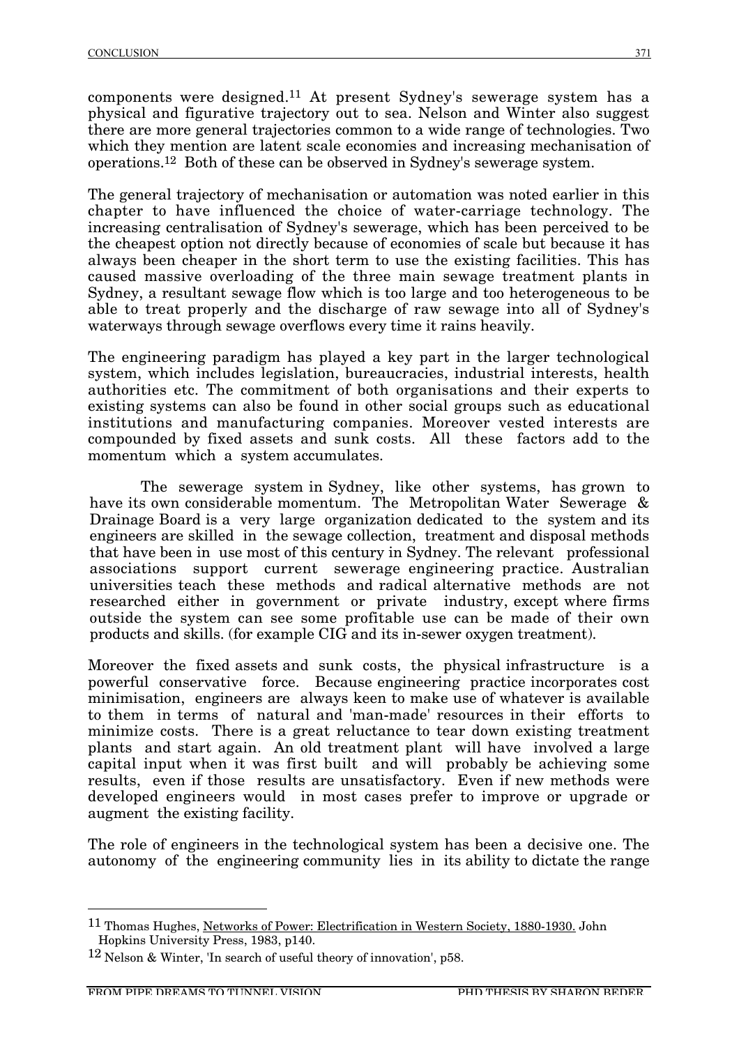components were designed.[11] At present Sydney's sewerage system has a physical and figurative trajectory out to sea. Nelson and Winter also suggest there are more general trajectories common to a wide range of technologies. Two which they mention are latent scale economies and increasing mechanisation of operations.[12] Both of these can be observed in Sydney's sewerage system.

The general trajectory of mechanisation or automation was noted earlier in this chapter to have influenced the choice of water-carriage technology. The increasing centralisation of Sydney's sewerage, which has been perceived to be the cheapest option not directly because of economies of scale but because it has always been cheaper in the short term to use the existing facilities. This has caused massive overloading of the three main sewage treatment plants in Sydney, a resultant sewage flow which is too large and too heterogeneous to be able to treat properly and the discharge of raw sewage into all of Sydney's waterways through sewage overflows every time it rains heavily.

The engineering paradigm has played a key part in the larger technological system, which includes legislation, bureaucracies, industrial interests, health authorities etc. The commitment of both organisations and their experts to existing systems can also be found in other social groups such as educational institutions and manufacturing companies. Moreover vested interests are compounded by fixed assets and sunk costs. All these factors add to the momentum which a system accumulates.

> The sewerage system in Sydney, like other systems, has grown to have its own considerable momentum. The Metropolitan Water Sewerage & Drainage Board is a very large organization dedicated to the system and its engineers are skilled in the sewage collection, treatment and disposal methods that have been in use most of this century in Sydney. The relevant professional associations support current sewerage engineering practice. Australian universities teach these methods and radical alternative methods are not researched either in government or private industry, except where firms outside the system can see some profitable use can be made of their own products and skills. (for example CIG and its in-sewer oxygen treatment).

Moreover the fixed assets and sunk costs, the physical infrastructure is a powerful conservative force. Because engineering practice incorporates cost minimisation, engineers are always keen to make use of whatever is available to them in terms of natural and 'man-made' resources in their efforts to minimize costs. There is a great reluctance to tear down existing treatment plants and start again. An old treatment plant will have involved a large capital input when it was first built and will probably be achieving some results, even if those results are unsatisfactory. Even if new methods were developed engineers would in most cases prefer to improve or upgrade or augment the existing facility.

The role of engineers in the technological system has been a decisive one. The autonomy of the engineering community lies in its ability to dictate the range

---

[11] Thomas Hughes, Networks of Power: Electrification in Western Society, 1880-1930. John Hopkins University Press, 1983, p140.

[12] Nelson & Winter, 'In search of useful theory of innovation', p58.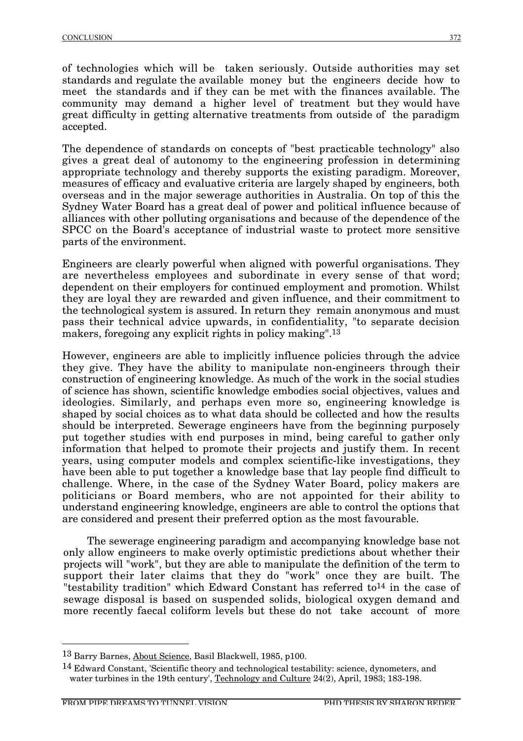of technologies which will be taken seriously. Outside authorities may set standards and regulate the available money but the engineers decide how to meet the standards and if they can be met with the finances available. The community may demand a higher level of treatment but they would have great difficulty in getting alternative treatments from outside of the paradigm accepted.

The dependence of standards on concepts of "best practicable technology" also gives a great deal of autonomy to the engineering profession in determining appropriate technology and thereby supports the existing paradigm. Moreover, measures of efficacy and evaluative criteria are largely shaped by engineers, both overseas and in the major sewerage authorities in Australia. On top of this the Sydney Water Board has a great deal of power and political influence because of alliances with other polluting organisations and because of the dependence of the SPCC on the Board's acceptance of industrial waste to protect more sensitive parts of the environment.

Engineers are clearly powerful when aligned with powerful organisations. They are nevertheless employees and subordinate in every sense of that word; dependent on their employers for continued employment and promotion. Whilst they are loyal they are rewarded and given influence, and their commitment to the technological system is assured. In return they remain anonymous and must pass their technical advice upwards, in confidentiality, "to separate decision makers, foregoing any explicit rights in policy making".[13]

However, engineers are able to implicitly influence policies through the advice they give. They have the ability to manipulate non-engineers through their construction of engineering knowledge. As much of the work in the social studies of science has shown, scientific knowledge embodies social objectives, values and ideologies. Similarly, and perhaps even more so, engineering knowledge is shaped by social choices as to what data should be collected and how the results should be interpreted. Sewerage engineers have from the beginning purposely put together studies with end purposes in mind, being careful to gather only information that helped to promote their projects and justify them. In recent years, using computer models and complex scientific-like investigations, they have been able to put together a knowledge base that lay people find difficult to challenge. Where, in the case of the Sydney Water Board, policy makers are politicians or Board members, who are not appointed for their ability to understand engineering knowledge, engineers are able to control the options that are considered and present their preferred option as the most favourable.

The sewerage engineering paradigm and accompanying knowledge base not only allow engineers to make overly optimistic predictions about whether their projects will "work", but they are able to manipulate the definition of the term to support their later claims that they do "work" once they are built. The "testability tradition" which Edward Constant has referred to[14] in the case of sewage disposal is based on suspended solids, biological oxygen demand and more recently faecal coliform levels but these do not take account of more

---

[13] Barry Barnes, About Science, Basil Blackwell, 1985, p100.

[14] Edward Constant, 'Scientific theory and technological testability: science, dynometers, and water turbines in the 19th century', Technology and Culture 24(2), April, 1983; 183-198.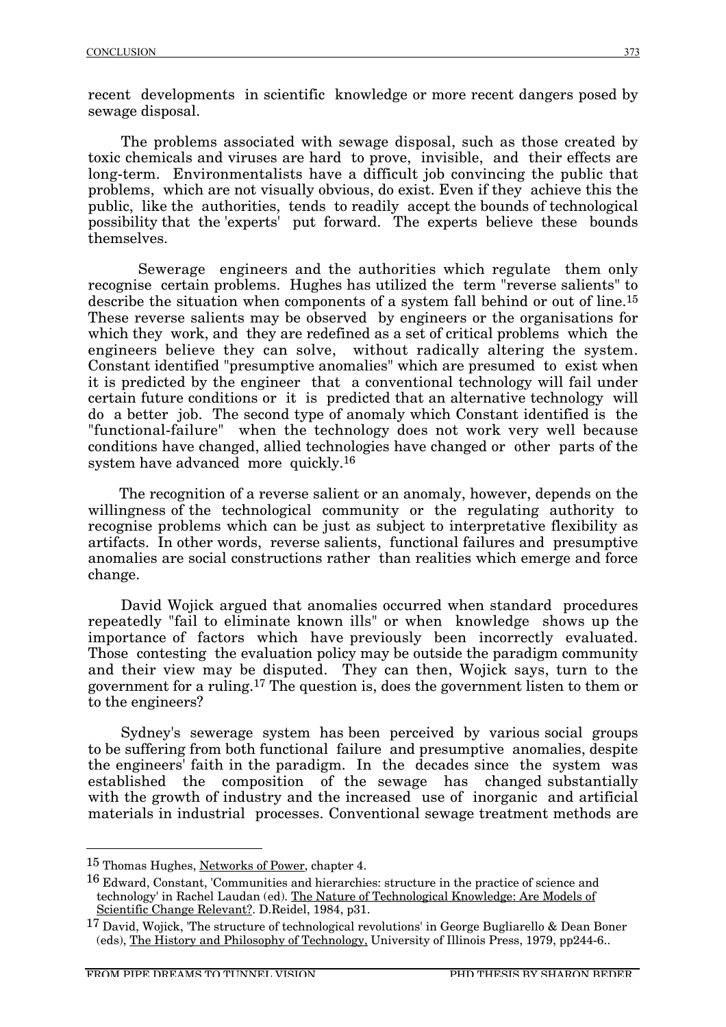recent developments in scientific knowledge or more recent dangers posed by sewage disposal.

The problems associated with sewage disposal, such as those created by toxic chemicals and viruses are hard to prove, invisible, and their effects are long-term. Environmentalists have a difficult job convincing the public that problems, which are not visually obvious, do exist. Even if they achieve this the public, like the authorities, tends to readily accept the bounds of technological possibility that the 'experts' put forward. The experts believe these bounds themselves.

Sewerage engineers and the authorities which regulate them only recognise certain problems. Hughes has utilized the term "reverse salients" to describe the situation when components of a system fall behind or out of line.[15] These reverse salients may be observed by engineers or the organisations for which they work, and they are redefined as a set of critical problems which the engineers believe they can solve, without radically altering the system. Constant identified "presumptive anomalies" which are presumed to exist when it is predicted by the engineer that a conventional technology will fail under certain future conditions or it is predicted that an alternative technology will do a better job. The second type of anomaly which Constant identified is the "functional-failure" when the technology does not work very well because conditions have changed, allied technologies have changed or other parts of the system have advanced more quickly.[16]

The recognition of a reverse salient or an anomaly, however, depends on the willingness of the technological community or the regulating authority to recognise problems which can be just as subject to interpretative flexibility as artifacts. In other words, reverse salients, functional failures and presumptive anomalies are social constructions rather than realities which emerge and force change.

David Wojick argued that anomalies occurred when standard procedures repeatedly "fail to eliminate known ills" or when knowledge shows up the importance of factors which have previously been incorrectly evaluated. Those contesting the evaluation policy may be outside the paradigm community and their view may be disputed. They can then, Wojick says, turn to the government for a ruling.[17] The question is, does the government listen to them or to the engineers?

Sydney's sewerage system has been perceived by various social groups to be suffering from both functional failure and presumptive anomalies, despite the engineers' faith in the paradigm. In the decades since the system was established the composition of the sewage has changed substantially with the growth of industry and the increased use of inorganic and artificial materials in industrial processes. Conventional sewage treatment methods are

---

[15] Thomas Hughes, Networks of Power, chapter 4.

[16] Edward, Constant, 'Communities and hierarchies: structure in the practice of science and technology' in Rachel Laudan (ed). The Nature of Technological Knowledge: Are Models of Scientific Change Relevant?. D.Reidel, 1984, p31.

[17] David, Wojick, 'The structure of technological revolutions' in George Bugliarello & Dean Boner (eds), The History and Philosophy of Technology, University of Illinois Press, 1979, pp244-6..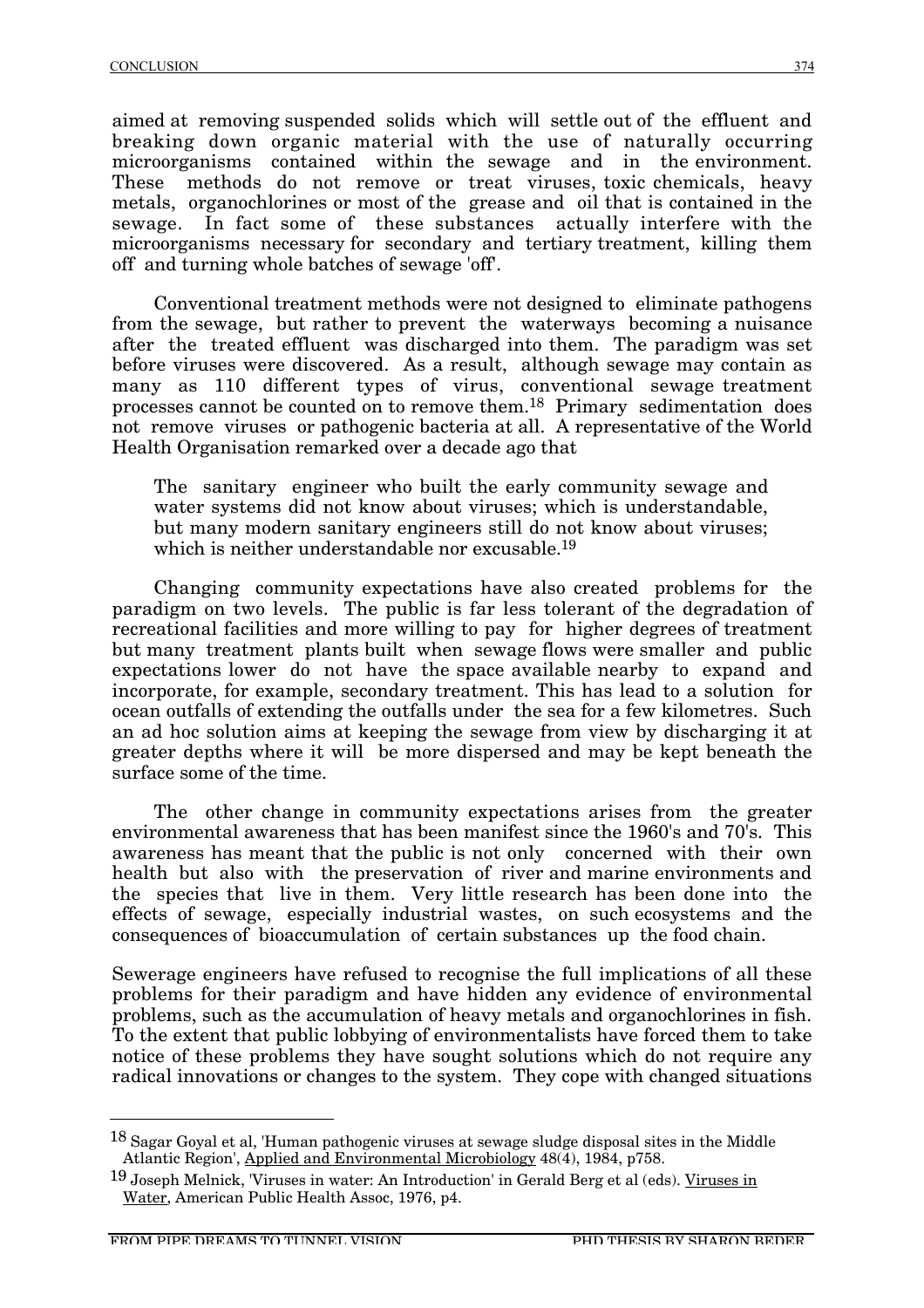aimed at removing suspended solids which will settle out of the effluent and breaking down organic material with the use of naturally occurring microorganisms contained within the sewage and in the environment. These methods do not remove or treat viruses, toxic chemicals, heavy metals, organochlorines or most of the grease and oil that is contained in the sewage. In fact some of these substances actually interfere with the microorganisms necessary for secondary and tertiary treatment, killing them off and turning whole batches of sewage 'off'.

Conventional treatment methods were not designed to eliminate pathogens from the sewage, but rather to prevent the waterways becoming a nuisance after the treated effluent was discharged into them. The paradigm was set before viruses were discovered. As a result, although sewage may contain as many as 110 different types of virus, conventional sewage treatment processes cannot be counted on to remove them.[18] Primary sedimentation does not remove viruses or pathogenic bacteria at all. A representative of the World Health Organisation remarked over a decade ago that

> The sanitary engineer who built the early community sewage and water systems did not know about viruses; which is understandable, but many modern sanitary engineers still do not know about viruses; which is neither understandable nor excusable.[19]

Changing community expectations have also created problems for the paradigm on two levels. The public is far less tolerant of the degradation of recreational facilities and more willing to pay for higher degrees of treatment but many treatment plants built when sewage flows were smaller and public expectations lower do not have the space available nearby to expand and incorporate, for example, secondary treatment. This has lead to a solution for ocean outfalls of extending the outfalls under the sea for a few kilometres. Such an ad hoc solution aims at keeping the sewage from view by discharging it at greater depths where it will be more dispersed and may be kept beneath the surface some of the time.

The other change in community expectations arises from the greater environmental awareness that has been manifest since the 1960's and 70's. This awareness has meant that the public is not only concerned with their own health but also with the preservation of river and marine environments and the species that live in them. Very little research has been done into the effects of sewage, especially industrial wastes, on such ecosystems and the consequences of bioaccumulation of certain substances up the food chain.

Sewerage engineers have refused to recognise the full implications of all these problems for their paradigm and have hidden any evidence of environmental problems, such as the accumulation of heavy metals and organochlorines in fish. To the extent that public lobbying of environmentalists have forced them to take notice of these problems they have sought solutions which do not require any radical innovations or changes to the system. They cope with changed situations

---

[18] Sagar Goyal et al, 'Human pathogenic viruses at sewage sludge disposal sites in the Middle Atlantic Region', Applied and Environmental Microbiology 48(4), 1984, p758.

[19] Joseph Melnick, 'Viruses in water: An Introduction' in Gerald Berg et al (eds). Viruses in Water, American Public Health Assoc, 1976, p4.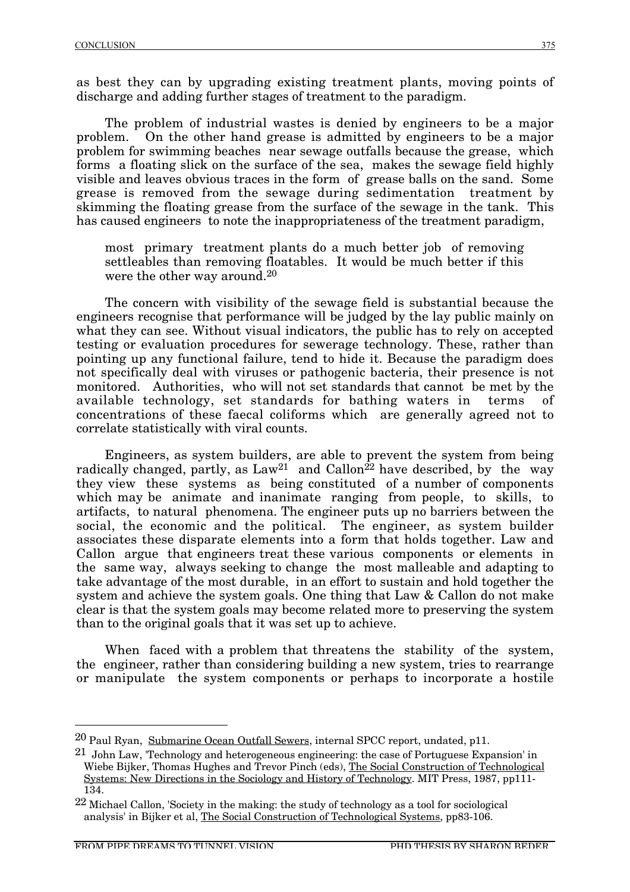as best they can by upgrading existing treatment plants, moving points of discharge and adding further stages of treatment to the paradigm.

The problem of industrial wastes is denied by engineers to be a major problem. On the other hand grease is admitted by engineers to be a major problem for swimming beaches near sewage outfalls because the grease, which forms a floating slick on the surface of the sea, makes the sewage field highly visible and leaves obvious traces in the form of grease balls on the sand. Some grease is removed from the sewage during sedimentation treatment by skimming the floating grease from the surface of the sewage in the tank. This has caused engineers to note the inappropriateness of the treatment paradigm,

> most primary treatment plants do a much better job of removing settleables than removing floatables. It would be much better if this were the other way around.[20]

The concern with visibility of the sewage field is substantial because the engineers recognise that performance will be judged by the lay public mainly on what they can see. Without visual indicators, the public has to rely on accepted testing or evaluation procedures for sewerage technology. These, rather than pointing up any functional failure, tend to hide it. Because the paradigm does not specifically deal with viruses or pathogenic bacteria, their presence is not monitored. Authorities, who will not set standards that cannot be met by the available technology, set standards for bathing waters in terms of concentrations of these faecal coliforms which are generally agreed not to correlate statistically with viral counts.

Engineers, as system builders, are able to prevent the system from being radically changed, partly, as Law[21] and Callon[22] have described, by the way they view these systems as being constituted of a number of components which may be animate and inanimate ranging from people, to skills, to artifacts, to natural phenomena. The engineer puts up no barriers between the social, the economic and the political. The engineer, as system builder associates these disparate elements into a form that holds together. Law and Callon argue that engineers treat these various components or elements in the same way, always seeking to change the most malleable and adapting to take advantage of the most durable, in an effort to sustain and hold together the system and achieve the system goals. One thing that Law & Callon do not make clear is that the system goals may become related more to preserving the system than to the original goals that it was set up to achieve.

When faced with a problem that threatens the stability of the system, the engineer, rather than considering building a new system, tries to rearrange or manipulate the system components or perhaps to incorporate a hostile

---

[20] Paul Ryan, Submarine Ocean Outfall Sewers, internal SPCC report, undated, p11.

[21] John Law, 'Technology and heterogeneous engineering: the case of Portuguese Expansion' in Wiebe Bijker, Thomas Hughes and Trevor Pinch (eds), The Social Construction of Technological Systems: New Directions in the Sociology and History of Technology. MIT Press, 1987, pp111-134.

[22] Michael Callon, 'Society in the making: the study of technology as a tool for sociological analysis' in Bijker et al, The Social Construction of Technological Systems, pp83-106.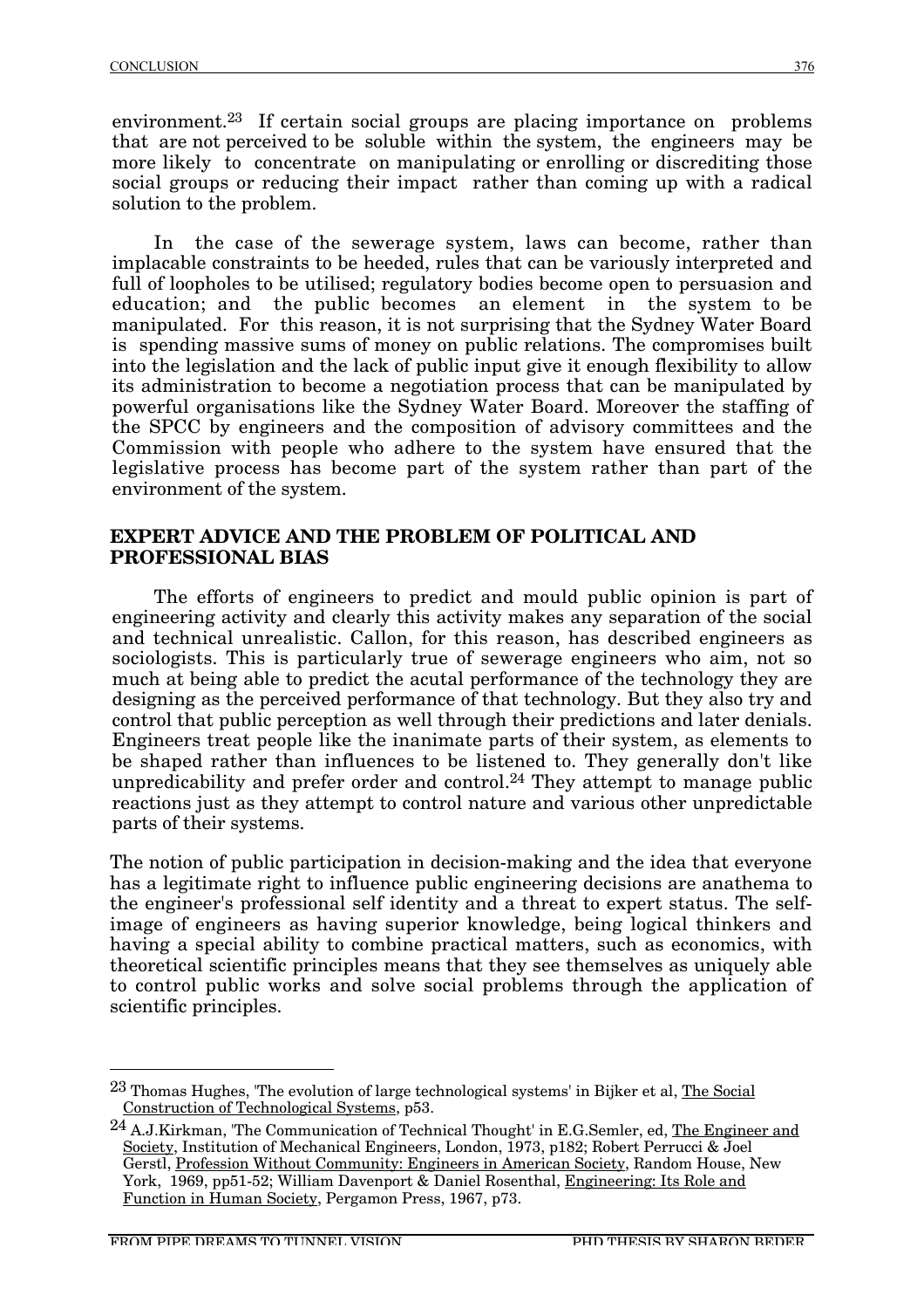environment.[23] If certain social groups are placing importance on problems that are not perceived to be soluble within the system, the engineers may be more likely to concentrate on manipulating or enrolling or discrediting those social groups or reducing their impact rather than coming up with a radical solution to the problem.

In the case of the sewerage system, laws can become, rather than implacable constraints to be heeded, rules that can be variously interpreted and full of loopholes to be utilised; regulatory bodies become open to persuasion and education; and the public becomes an element in the system to be manipulated. For this reason, it is not surprising that the Sydney Water Board is spending massive sums of money on public relations. The compromises built into the legislation and the lack of public input give it enough flexibility to allow its administration to become a negotiation process that can be manipulated by powerful organisations like the Sydney Water Board. Moreover the staffing of the SPCC by engineers and the composition of advisory committees and the Commission with people who adhere to the system have ensured that the legislative process has become part of the system rather than part of the environment of the system.

## EXPERT ADVICE AND THE PROBLEM OF POLITICAL AND PROFESSIONAL BIAS

The efforts of engineers to predict and mould public opinion is part of engineering activity and clearly this activity makes any separation of the social and technical unrealistic. Callon, for this reason, has described engineers as sociologists. This is particularly true of sewerage engineers who aim, not so much at being able to predict the acutal performance of the technology they are designing as the perceived performance of that technology. But they also try and control that public perception as well through their predictions and later denials. Engineers treat people like the inanimate parts of their system, as elements to be shaped rather than influences to be listened to. They generally don't like unpredicability and prefer order and control.[24] They attempt to manage public reactions just as they attempt to control nature and various other unpredictable parts of their systems.

The notion of public participation in decision-making and the idea that everyone has a legitimate right to influence public engineering decisions are anathema to the engineer's professional self identity and a threat to expert status. The self-image of engineers as having superior knowledge, being logical thinkers and having a special ability to combine practical matters, such as economics, with theoretical scientific principles means that they see themselves as uniquely able to control public works and solve social problems through the application of scientific principles.

---

[23] Thomas Hughes, 'The evolution of large technological systems' in Bijker et al, The Social Construction of Technological Systems, p53.

[24] A.J.Kirkman, 'The Communication of Technical Thought' in E.G.Semler, ed, The Engineer and Society, Institution of Mechanical Engineers, London, 1973, p182; Robert Perrucci & Joel Gerstl, Profession Without Community: Engineers in American Society, Random House, New York, 1969, pp51-52; William Davenport & Daniel Rosenthal, Engineering: Its Role and Function in Human Society, Pergamon Press, 1967, p73.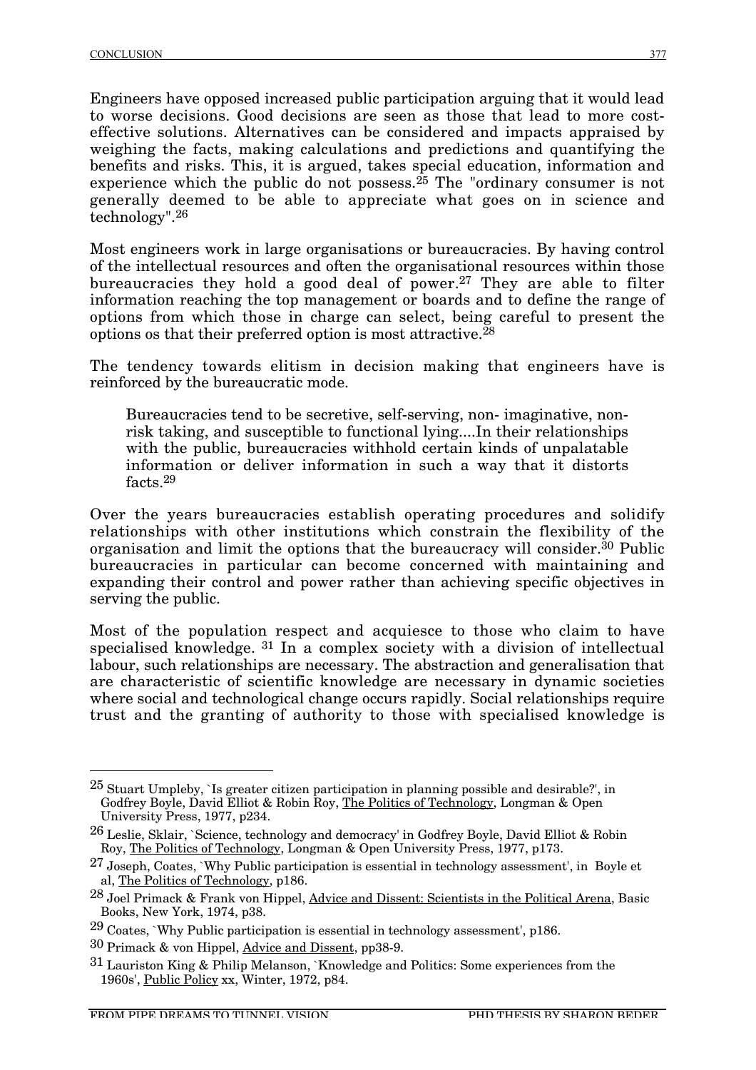Engineers have opposed increased public participation arguing that it would lead to worse decisions. Good decisions are seen as those that lead to more cost-effective solutions. Alternatives can be considered and impacts appraised by weighing the facts, making calculations and predictions and quantifying the benefits and risks. This, it is argued, takes special education, information and experience which the public do not possess.[25] The "ordinary consumer is not generally deemed to be able to appreciate what goes on in science and technology".[26]

Most engineers work in large organisations or bureaucracies. By having control of the intellectual resources and often the organisational resources within those bureaucracies they hold a good deal of power.[27] They are able to filter information reaching the top management or boards and to define the range of options from which those in charge can select, being careful to present the options os that their preferred option is most attractive.[28]

The tendency towards elitism in decision making that engineers have is reinforced by the bureaucratic mode.

> Bureaucracies tend to be secretive, self-serving, non- imaginative, non-risk taking, and susceptible to functional lying....In their relationships with the public, bureaucracies withhold certain kinds of unpalatable information or deliver information in such a way that it distorts facts.[29]

Over the years bureaucracies establish operating procedures and solidify relationships with other institutions which constrain the flexibility of the organisation and limit the options that the bureaucracy will consider.[30] Public bureaucracies in particular can become concerned with maintaining and expanding their control and power rather than achieving specific objectives in serving the public.

Most of the population respect and acquiesce to those who claim to have specialised knowledge. [31] In a complex society with a division of intellectual labour, such relationships are necessary. The abstraction and generalisation that are characteristic of scientific knowledge are necessary in dynamic societies where social and technological change occurs rapidly. Social relationships require trust and the granting of authority to those with specialised knowledge is

---

[25] Stuart Umpleby, `Is greater citizen participation in planning possible and desirable?', in Godfrey Boyle, David Elliot & Robin Roy, The Politics of Technology, Longman & Open University Press, 1977, p234.

[26] Leslie, Sklair, `Science, technology and democracy' in Godfrey Boyle, David Elliot & Robin Roy, The Politics of Technology, Longman & Open University Press, 1977, p173.

[27] Joseph, Coates, `Why Public participation is essential in technology assessment', in Boyle et al, The Politics of Technology, p186.

[28] Joel Primack & Frank von Hippel, Advice and Dissent: Scientists in the Political Arena, Basic Books, New York, 1974, p38.

[29] Coates, `Why Public participation is essential in technology assessment', p186.

[30] Primack & von Hippel, Advice and Dissent, pp38-9.

[31] Lauriston King & Philip Melanson, `Knowledge and Politics: Some experiences from the 1960s', Public Policy xx, Winter, 1972, p84.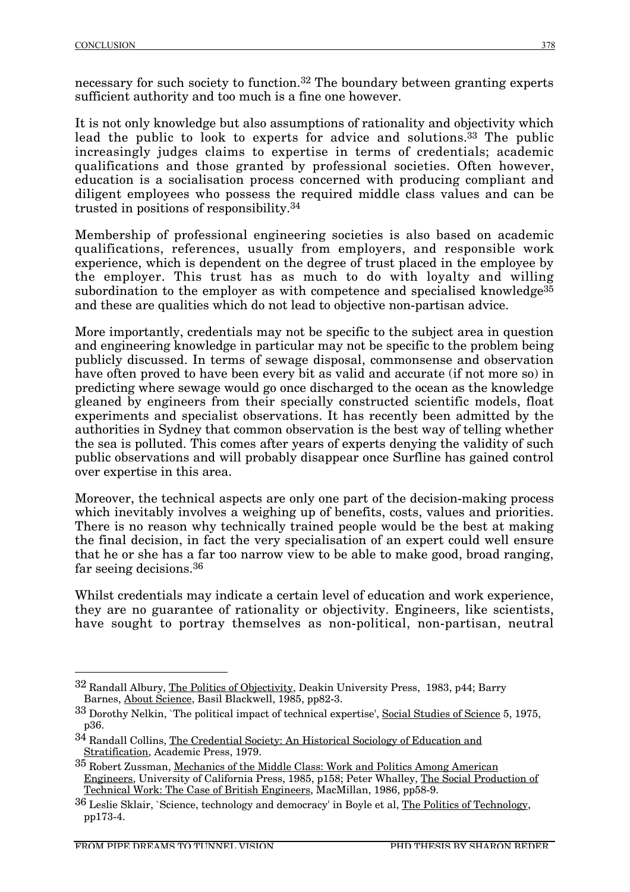necessary for such society to function.[32] The boundary between granting experts sufficient authority and too much is a fine one however.

It is not only knowledge but also assumptions of rationality and objectivity which lead the public to look to experts for advice and solutions.[33] The public increasingly judges claims to expertise in terms of credentials; academic qualifications and those granted by professional societies. Often however, education is a socialisation process concerned with producing compliant and diligent employees who possess the required middle class values and can be trusted in positions of responsibility.[34]

Membership of professional engineering societies is also based on academic qualifications, references, usually from employers, and responsible work experience, which is dependent on the degree of trust placed in the employee by the employer. This trust has as much to do with loyalty and willing subordination to the employer as with competence and specialised knowledge[35] and these are qualities which do not lead to objective non-partisan advice.

More importantly, credentials may not be specific to the subject area in question and engineering knowledge in particular may not be specific to the problem being publicly discussed. In terms of sewage disposal, commonsense and observation have often proved to have been every bit as valid and accurate (if not more so) in predicting where sewage would go once discharged to the ocean as the knowledge gleaned by engineers from their specially constructed scientific models, float experiments and specialist observations. It has recently been admitted by the authorities in Sydney that common observation is the best way of telling whether the sea is polluted. This comes after years of experts denying the validity of such public observations and will probably disappear once Surfline has gained control over expertise in this area.

Moreover, the technical aspects are only one part of the decision-making process which inevitably involves a weighing up of benefits, costs, values and priorities. There is no reason why technically trained people would be the best at making the final decision, in fact the very specialisation of an expert could well ensure that he or she has a far too narrow view to be able to make good, broad ranging, far seeing decisions.[36]

Whilst credentials may indicate a certain level of education and work experience, they are no guarantee of rationality or objectivity. Engineers, like scientists, have sought to portray themselves as non-political, non-partisan, neutral

---

[32] Randall Albury, The Politics of Objectivity, Deakin University Press, 1983, p44; Barry Barnes, About Science, Basil Blackwell, 1985, pp82-3.

[33] Dorothy Nelkin, `The political impact of technical expertise', Social Studies of Science 5, 1975, p36.

[34] Randall Collins, The Credential Society: An Historical Sociology of Education and Stratification, Academic Press, 1979.

[35] Robert Zussman, Mechanics of the Middle Class: Work and Politics Among American Engineers, University of California Press, 1985, p158; Peter Whalley, The Social Production of Technical Work: The Case of British Engineers, MacMillan, 1986, pp58-9.

[36] Leslie Sklair, `Science, technology and democracy' in Boyle et al, The Politics of Technology, pp173-4.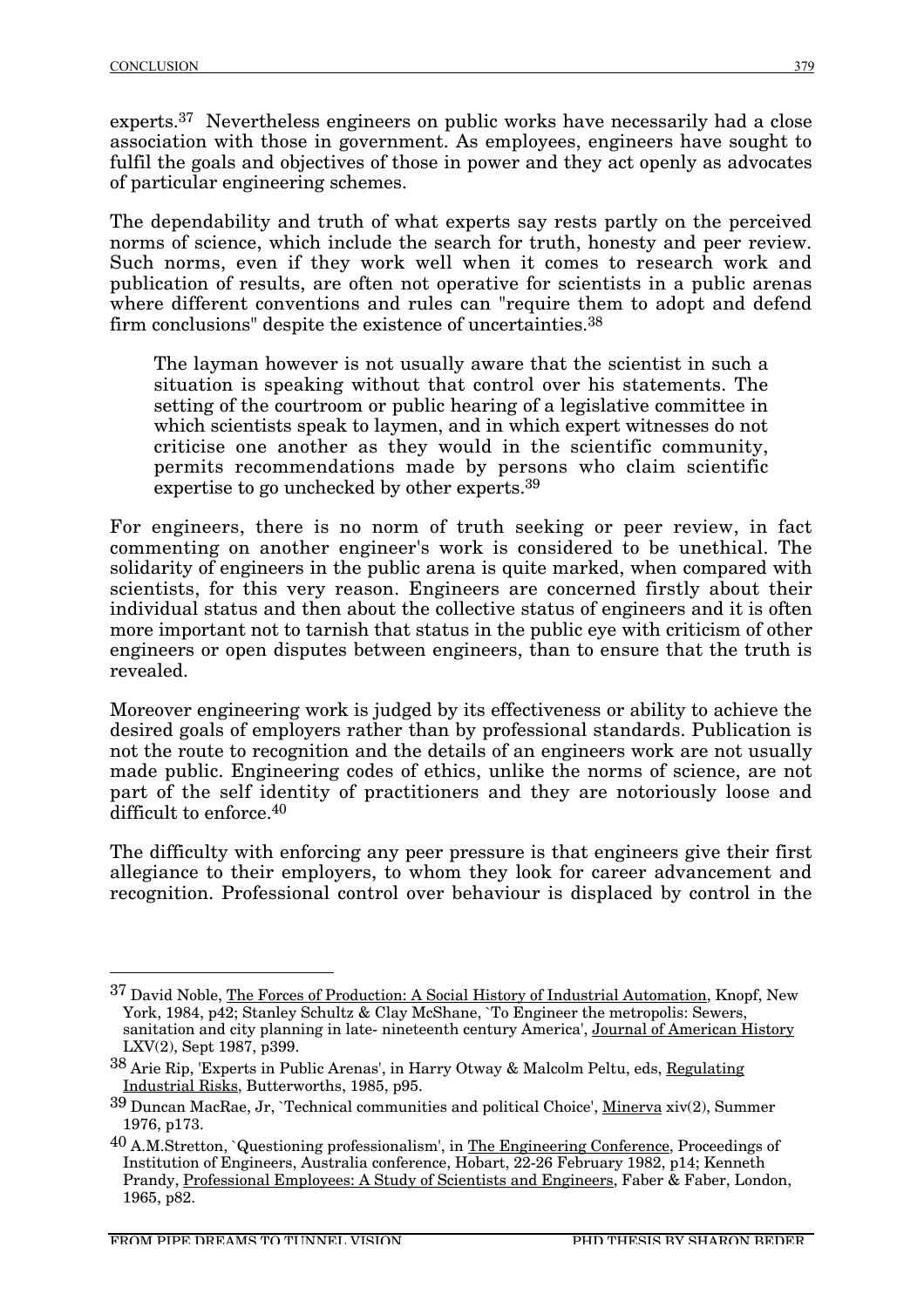experts.[37] Nevertheless engineers on public works have necessarily had a close association with those in government. As employees, engineers have sought to fulfil the goals and objectives of those in power and they act openly as advocates of particular engineering schemes.

The dependability and truth of what experts say rests partly on the perceived norms of science, which include the search for truth, honesty and peer review. Such norms, even if they work well when it comes to research work and publication of results, are often not operative for scientists in a public arenas where different conventions and rules can "require them to adopt and defend firm conclusions" despite the existence of uncertainties.[38]

> The layman however is not usually aware that the scientist in such a situation is speaking without that control over his statements. The setting of the courtroom or public hearing of a legislative committee in which scientists speak to laymen, and in which expert witnesses do not criticise one another as they would in the scientific community, permits recommendations made by persons who claim scientific expertise to go unchecked by other experts.[39]

For engineers, there is no norm of truth seeking or peer review, in fact commenting on another engineer's work is considered to be unethical. The solidarity of engineers in the public arena is quite marked, when compared with scientists, for this very reason. Engineers are concerned firstly about their individual status and then about the collective status of engineers and it is often more important not to tarnish that status in the public eye with criticism of other engineers or open disputes between engineers, than to ensure that the truth is revealed.

Moreover engineering work is judged by its effectiveness or ability to achieve the desired goals of employers rather than by professional standards. Publication is not the route to recognition and the details of an engineers work are not usually made public. Engineering codes of ethics, unlike the norms of science, are not part of the self identity of practitioners and they are notoriously loose and difficult to enforce.[40]

The difficulty with enforcing any peer pressure is that engineers give their first allegiance to their employers, to whom they look for career advancement and recognition. Professional control over behaviour is displaced by control in the

---

[37] David Noble, The Forces of Production: A Social History of Industrial Automation, Knopf, New York, 1984, p42; Stanley Schultz & Clay McShane, `To Engineer the metropolis: Sewers, sanitation and city planning in late- nineteenth century America', Journal of American History LXV(2), Sept 1987, p399.

[38] Arie Rip, 'Experts in Public Arenas', in Harry Otway & Malcolm Peltu, eds, Regulating Industrial Risks, Butterworths, 1985, p95.

[39] Duncan MacRae, Jr, `Technical communities and political Choice', Minerva xiv(2), Summer 1976, p173.

[40] A.M.Stretton, `Questioning professionalism', in The Engineering Conference, Proceedings of Institution of Engineers, Australia conference, Hobart, 22-26 February 1982, p14; Kenneth Prandy, Professional Employees: A Study of Scientists and Engineers, Faber & Faber, London, 1965, p82.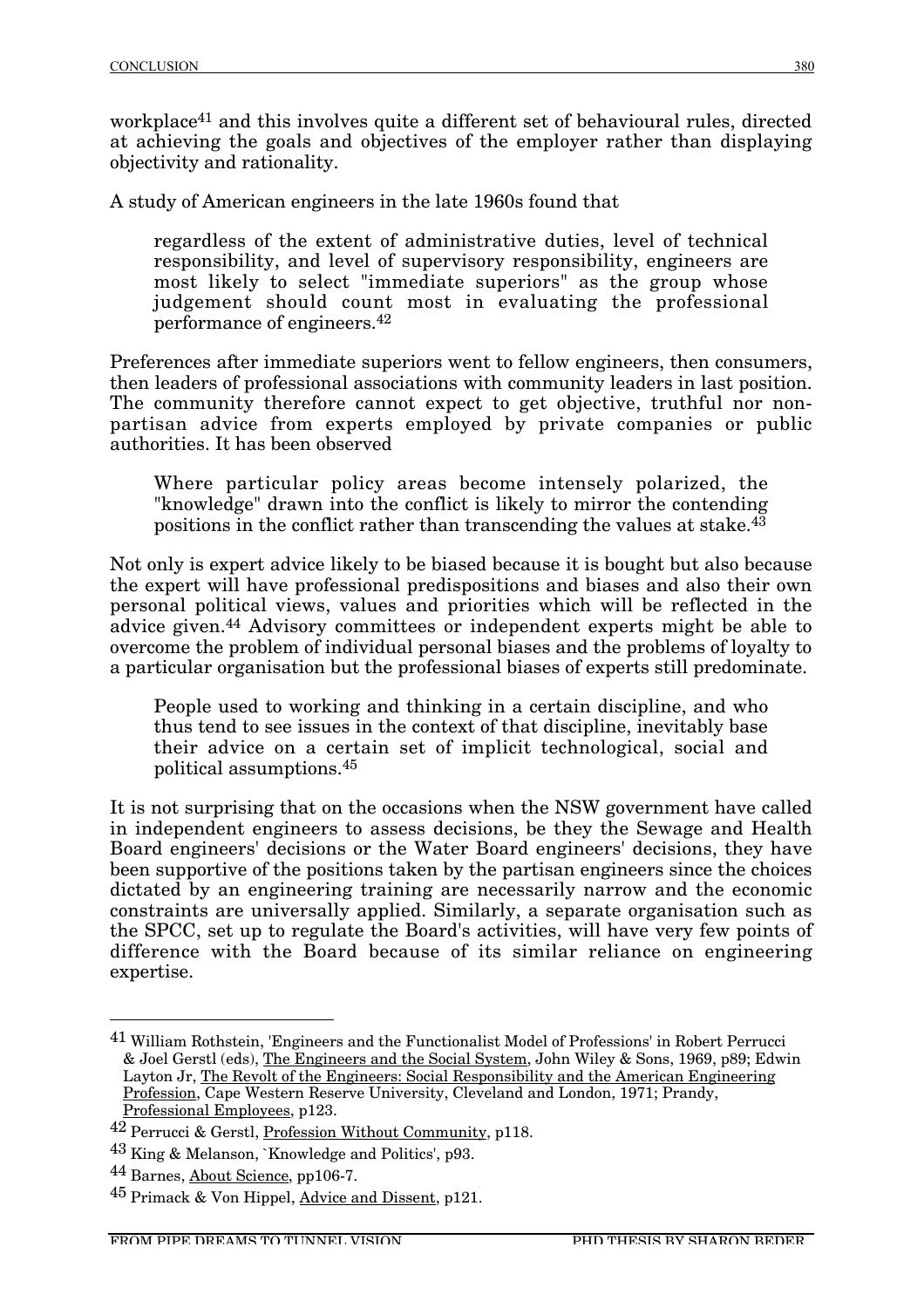workplace[41] and this involves quite a different set of behavioural rules, directed at achieving the goals and objectives of the employer rather than displaying objectivity and rationality.

A study of American engineers in the late 1960s found that

> regardless of the extent of administrative duties, level of technical responsibility, and level of supervisory responsibility, engineers are most likely to select "immediate superiors" as the group whose judgement should count most in evaluating the professional performance of engineers.[42]

Preferences after immediate superiors went to fellow engineers, then consumers, then leaders of professional associations with community leaders in last position. The community therefore cannot expect to get objective, truthful nor non-partisan advice from experts employed by private companies or public authorities. It has been observed

> Where particular policy areas become intensely polarized, the "knowledge" drawn into the conflict is likely to mirror the contending positions in the conflict rather than transcending the values at stake.[43]

Not only is expert advice likely to be biased because it is bought but also because the expert will have professional predispositions and biases and also their own personal political views, values and priorities which will be reflected in the advice given.[44] Advisory committees or independent experts might be able to overcome the problem of individual personal biases and the problems of loyalty to a particular organisation but the professional biases of experts still predominate.

> People used to working and thinking in a certain discipline, and who thus tend to see issues in the context of that discipline, inevitably base their advice on a certain set of implicit technological, social and political assumptions.[45]

It is not surprising that on the occasions when the NSW government have called in independent engineers to assess decisions, be they the Sewage and Health Board engineers' decisions or the Water Board engineers' decisions, they have been supportive of the positions taken by the partisan engineers since the choices dictated by an engineering training are necessarily narrow and the economic constraints are universally applied. Similarly, a separate organisation such as the SPCC, set up to regulate the Board's activities, will have very few points of difference with the Board because of its similar reliance on engineering expertise.

---

[41] William Rothstein, 'Engineers and the Functionalist Model of Professions' in Robert Perrucci & Joel Gerstl (eds), The Engineers and the Social System, John Wiley & Sons, 1969, p89; Edwin Layton Jr, The Revolt of the Engineers: Social Responsibility and the American Engineering Profession, Cape Western Reserve University, Cleveland and London, 1971; Prandy, Professional Employees, p123.

[42] Perrucci & Gerstl, Profession Without Community, p118.

[43] King & Melanson, `Knowledge and Politics', p93.

[44] Barnes, About Science, pp106-7.

[45] Primack & Von Hippel, Advice and Dissent, p121.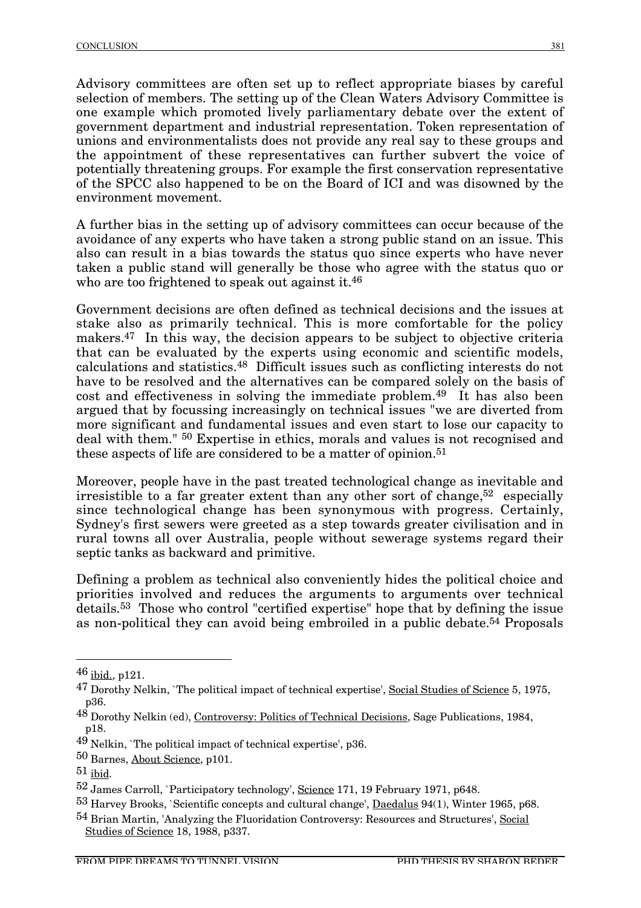Advisory committees are often set up to reflect appropriate biases by careful selection of members. The setting up of the Clean Waters Advisory Committee is one example which promoted lively parliamentary debate over the extent of government department and industrial representation. Token representation of unions and environmentalists does not provide any real say to these groups and the appointment of these representatives can further subvert the voice of potentially threatening groups. For example the first conservation representative of the SPCC also happened to be on the Board of ICI and was disowned by the environment movement.

A further bias in the setting up of advisory committees can occur because of the avoidance of any experts who have taken a strong public stand on an issue. This also can result in a bias towards the status quo since experts who have never taken a public stand will generally be those who agree with the status quo or who are too frightened to speak out against it.[46]

Government decisions are often defined as technical decisions and the issues at stake also as primarily technical. This is more comfortable for the policy makers.[47] In this way, the decision appears to be subject to objective criteria that can be evaluated by the experts using economic and scientific models, calculations and statistics.[48] Difficult issues such as conflicting interests do not have to be resolved and the alternatives can be compared solely on the basis of cost and effectiveness in solving the immediate problem.[49] It has also been argued that by focussing increasingly on technical issues "we are diverted from more significant and fundamental issues and even start to lose our capacity to deal with them." [50] Expertise in ethics, morals and values is not recognised and these aspects of life are considered to be a matter of opinion.[51]

Moreover, people have in the past treated technological change as inevitable and irresistible to a far greater extent than any other sort of change,[52] especially since technological change has been synonymous with progress. Certainly, Sydney's first sewers were greeted as a step towards greater civilisation and in rural towns all over Australia, people without sewerage systems regard their septic tanks as backward and primitive.

Defining a problem as technical also conveniently hides the political choice and priorities involved and reduces the arguments to arguments over technical details.[53] Those who control "certified expertise" hope that by defining the issue as non-political they can avoid being embroiled in a public debate.[54] Proposals

---

[46] ibid., p121.

[47] Dorothy Nelkin, `The political impact of technical expertise', Social Studies of Science 5, 1975, p36.

[48] Dorothy Nelkin (ed), Controversy: Politics of Technical Decisions, Sage Publications, 1984, p18.

[49] Nelkin, `The political impact of technical expertise', p36.

[50] Barnes, About Science, p101.

[51] ibid.

[52] James Carroll, `Participatory technology', Science 171, 19 February 1971, p648.

[53] Harvey Brooks, `Scientific concepts and cultural change', Daedalus 94(1), Winter 1965, p68.

[54] Brian Martin, 'Analyzing the Fluoridation Controversy: Resources and Structures', Social Studies of Science 18, 1988, p337.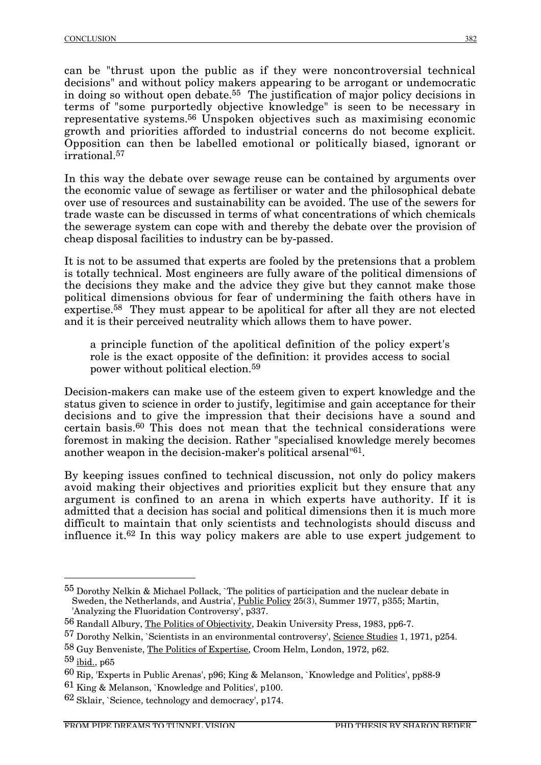can be "thrust upon the public as if they were noncontroversial technical decisions" and without policy makers appearing to be arrogant or undemocratic in doing so without open debate.[55] The justification of major policy decisions in terms of "some purportedly objective knowledge" is seen to be necessary in representative systems.[56] Unspoken objectives such as maximising economic growth and priorities afforded to industrial concerns do not become explicit. Opposition can then be labelled emotional or politically biased, ignorant or irrational.[57]

In this way the debate over sewage reuse can be contained by arguments over the economic value of sewage as fertiliser or water and the philosophical debate over use of resources and sustainability can be avoided. The use of the sewers for trade waste can be discussed in terms of what concentrations of which chemicals the sewerage system can cope with and thereby the debate over the provision of cheap disposal facilities to industry can be by-passed.

It is not to be assumed that experts are fooled by the pretensions that a problem is totally technical. Most engineers are fully aware of the political dimensions of the decisions they make and the advice they give but they cannot make those political dimensions obvious for fear of undermining the faith others have in expertise.[58] They must appear to be apolitical for after all they are not elected and it is their perceived neutrality which allows them to have power.

> a principle function of the apolitical definition of the policy expert's role is the exact opposite of the definition: it provides access to social power without political election.[59]

Decision-makers can make use of the esteem given to expert knowledge and the status given to science in order to justify, legitimise and gain acceptance for their decisions and to give the impression that their decisions have a sound and certain basis.[60] This does not mean that the technical considerations were foremost in making the decision. Rather "specialised knowledge merely becomes another weapon in the decision-maker's political arsenal"[61].

By keeping issues confined to technical discussion, not only do policy makers avoid making their objectives and priorities explicit but they ensure that any argument is confined to an arena in which experts have authority. If it is admitted that a decision has social and political dimensions then it is much more difficult to maintain that only scientists and technologists should discuss and influence it.[62] In this way policy makers are able to use expert judgement to

---

[55] Dorothy Nelkin & Michael Pollack, `The politics of participation and the nuclear debate in Sweden, the Netherlands, and Austria', Public Policy 25(3), Summer 1977, p355; Martin, 'Analyzing the Fluoridation Controversy', p337.

[56] Randall Albury, The Politics of Objectivity, Deakin University Press, 1983, pp6-7.

[57] Dorothy Nelkin, `Scientists in an environmental controversy', Science Studies 1, 1971, p254.

[58] Guy Benveniste, The Politics of Expertise, Croom Helm, London, 1972, p62.

[59] ibid., p65

[60] Rip, 'Experts in Public Arenas', p96; King & Melanson, `Knowledge and Politics', pp88-9

[61] King & Melanson, `Knowledge and Politics', p100.

[62] Sklair, `Science, technology and democracy', p174.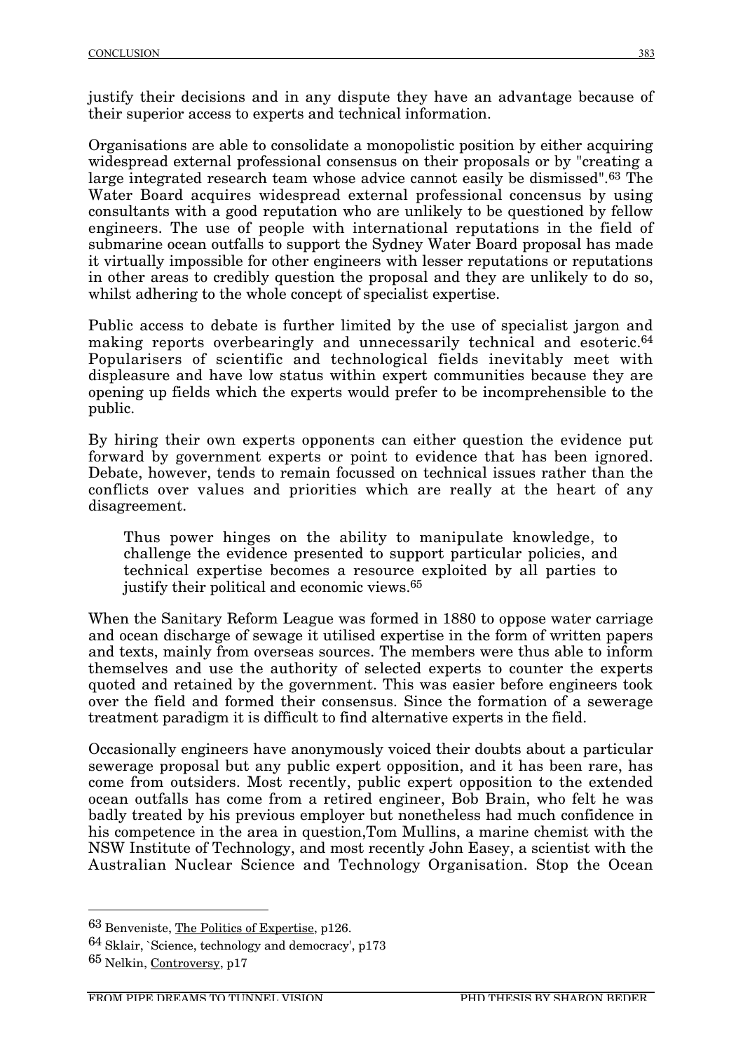justify their decisions and in any dispute they have an advantage because of their superior access to experts and technical information.

Organisations are able to consolidate a monopolistic position by either acquiring widespread external professional consensus on their proposals or by "creating a large integrated research team whose advice cannot easily be dismissed".[63] The Water Board acquires widespread external professional concensus by using consultants with a good reputation who are unlikely to be questioned by fellow engineers. The use of people with international reputations in the field of submarine ocean outfalls to support the Sydney Water Board proposal has made it virtually impossible for other engineers with lesser reputations or reputations in other areas to credibly question the proposal and they are unlikely to do so, whilst adhering to the whole concept of specialist expertise.

Public access to debate is further limited by the use of specialist jargon and making reports overbearingly and unnecessarily technical and esoteric.[64] Popularisers of scientific and technological fields inevitably meet with displeasure and have low status within expert communities because they are opening up fields which the experts would prefer to be incomprehensible to the public.

By hiring their own experts opponents can either question the evidence put forward by government experts or point to evidence that has been ignored. Debate, however, tends to remain focussed on technical issues rather than the conflicts over values and priorities which are really at the heart of any disagreement.

> Thus power hinges on the ability to manipulate knowledge, to challenge the evidence presented to support particular policies, and technical expertise becomes a resource exploited by all parties to justify their political and economic views.[65]

When the Sanitary Reform League was formed in 1880 to oppose water carriage and ocean discharge of sewage it utilised expertise in the form of written papers and texts, mainly from overseas sources. The members were thus able to inform themselves and use the authority of selected experts to counter the experts quoted and retained by the government. This was easier before engineers took over the field and formed their consensus. Since the formation of a sewerage treatment paradigm it is difficult to find alternative experts in the field.

Occasionally engineers have anonymously voiced their doubts about a particular sewerage proposal but any public expert opposition, and it has been rare, has come from outsiders. Most recently, public expert opposition to the extended ocean outfalls has come from a retired engineer, Bob Brain, who felt he was badly treated by his previous employer but nonetheless had much confidence in his competence in the area in question,Tom Mullins, a marine chemist with the NSW Institute of Technology, and most recently John Easey, a scientist with the Australian Nuclear Science and Technology Organisation. Stop the Ocean

---

[63] Benveniste, The Politics of Expertise, p126.

[64] Sklair, `Science, technology and democracy', p173

[65] Nelkin, Controversy, p17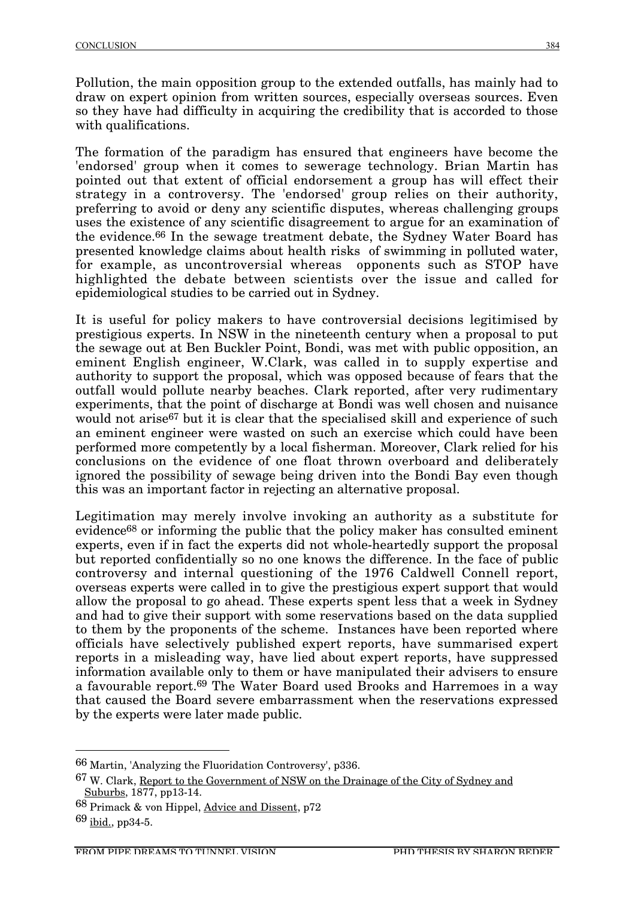Pollution, the main opposition group to the extended outfalls, has mainly had to draw on expert opinion from written sources, especially overseas sources. Even so they have had difficulty in acquiring the credibility that is accorded to those with qualifications.

The formation of the paradigm has ensured that engineers have become the 'endorsed' group when it comes to sewerage technology. Brian Martin has pointed out that extent of official endorsement a group has will effect their strategy in a controversy. The 'endorsed' group relies on their authority, preferring to avoid or deny any scientific disputes, whereas challenging groups uses the existence of any scientific disagreement to argue for an examination of the evidence.[66] In the sewage treatment debate, the Sydney Water Board has presented knowledge claims about health risks of swimming in polluted water, for example, as uncontroversial whereas opponents such as STOP have highlighted the debate between scientists over the issue and called for epidemiological studies to be carried out in Sydney.

It is useful for policy makers to have controversial decisions legitimised by prestigious experts. In NSW in the nineteenth century when a proposal to put the sewage out at Ben Buckler Point, Bondi, was met with public opposition, an eminent English engineer, W.Clark, was called in to supply expertise and authority to support the proposal, which was opposed because of fears that the outfall would pollute nearby beaches. Clark reported, after very rudimentary experiments, that the point of discharge at Bondi was well chosen and nuisance would not arise[67] but it is clear that the specialised skill and experience of such an eminent engineer were wasted on such an exercise which could have been performed more competently by a local fisherman. Moreover, Clark relied for his conclusions on the evidence of one float thrown overboard and deliberately ignored the possibility of sewage being driven into the Bondi Bay even though this was an important factor in rejecting an alternative proposal.

Legitimation may merely involve invoking an authority as a substitute for evidence[68] or informing the public that the policy maker has consulted eminent experts, even if in fact the experts did not whole-heartedly support the proposal but reported confidentially so no one knows the difference. In the face of public controversy and internal questioning of the 1976 Caldwell Connell report, overseas experts were called in to give the prestigious expert support that would allow the proposal to go ahead. These experts spent less that a week in Sydney and had to give their support with some reservations based on the data supplied to them by the proponents of the scheme. Instances have been reported where officials have selectively published expert reports, have summarised expert reports in a misleading way, have lied about expert reports, have suppressed information available only to them or have manipulated their advisers to ensure a favourable report.[69] The Water Board used Brooks and Harremoes in a way that caused the Board severe embarrassment when the reservations expressed by the experts were later made public.

---

[66] Martin, 'Analyzing the Fluoridation Controversy', p336.

[67] W. Clark, Report to the Government of NSW on the Drainage of the City of Sydney and Suburbs, 1877, pp13-14.

[68] Primack & von Hippel, Advice and Dissent, p72

[69] ibid., pp34-5.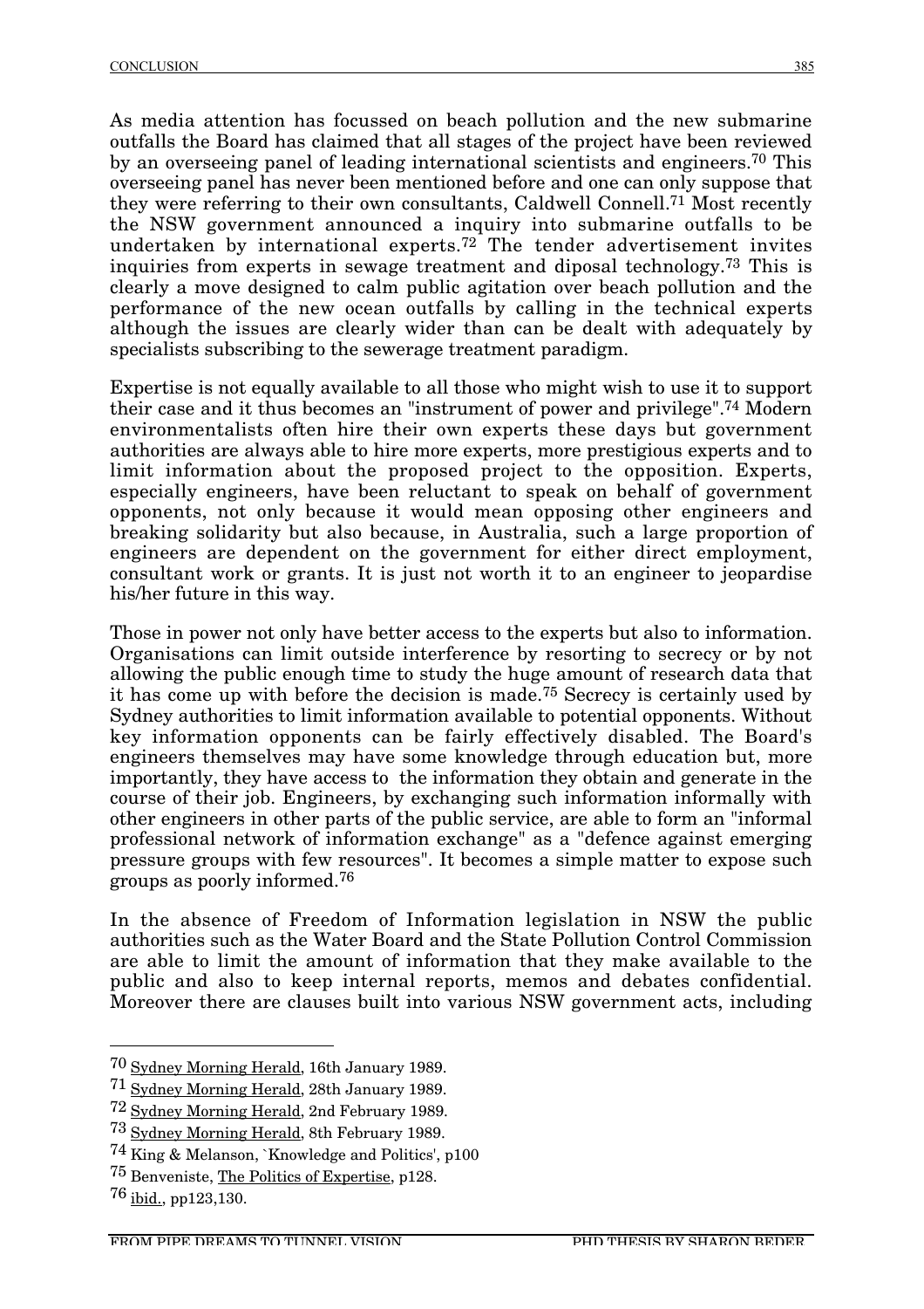As media attention has focussed on beach pollution and the new submarine outfalls the Board has claimed that all stages of the project have been reviewed by an overseeing panel of leading international scientists and engineers.[70] This overseeing panel has never been mentioned before and one can only suppose that they were referring to their own consultants, Caldwell Connell.[71] Most recently the NSW government announced a inquiry into submarine outfalls to be undertaken by international experts.[72] The tender advertisement invites inquiries from experts in sewage treatment and diposal technology.[73] This is clearly a move designed to calm public agitation over beach pollution and the performance of the new ocean outfalls by calling in the technical experts although the issues are clearly wider than can be dealt with adequately by specialists subscribing to the sewerage treatment paradigm.

Expertise is not equally available to all those who might wish to use it to support their case and it thus becomes an "instrument of power and privilege".[74] Modern environmentalists often hire their own experts these days but government authorities are always able to hire more experts, more prestigious experts and to limit information about the proposed project to the opposition. Experts, especially engineers, have been reluctant to speak on behalf of government opponents, not only because it would mean opposing other engineers and breaking solidarity but also because, in Australia, such a large proportion of engineers are dependent on the government for either direct employment, consultant work or grants. It is just not worth it to an engineer to jeopardise his/her future in this way.

Those in power not only have better access to the experts but also to information. Organisations can limit outside interference by resorting to secrecy or by not allowing the public enough time to study the huge amount of research data that it has come up with before the decision is made.[75] Secrecy is certainly used by Sydney authorities to limit information available to potential opponents. Without key information opponents can be fairly effectively disabled. The Board's engineers themselves may have some knowledge through education but, more importantly, they have access to the information they obtain and generate in the course of their job. Engineers, by exchanging such information informally with other engineers in other parts of the public service, are able to form an "informal professional network of information exchange" as a "defence against emerging pressure groups with few resources". It becomes a simple matter to expose such groups as poorly informed.[76]

In the absence of Freedom of Information legislation in NSW the public authorities such as the Water Board and the State Pollution Control Commission are able to limit the amount of information that they make available to the public and also to keep internal reports, memos and debates confidential. Moreover there are clauses built into various NSW government acts, including

---

[70] Sydney Morning Herald, 16th January 1989.

[71] Sydney Morning Herald, 28th January 1989.

[72] Sydney Morning Herald, 2nd February 1989.

[73] Sydney Morning Herald, 8th February 1989.

[74] King & Melanson, `Knowledge and Politics', p100

[75] Benveniste, The Politics of Expertise, p128.

[76] ibid., pp123,130.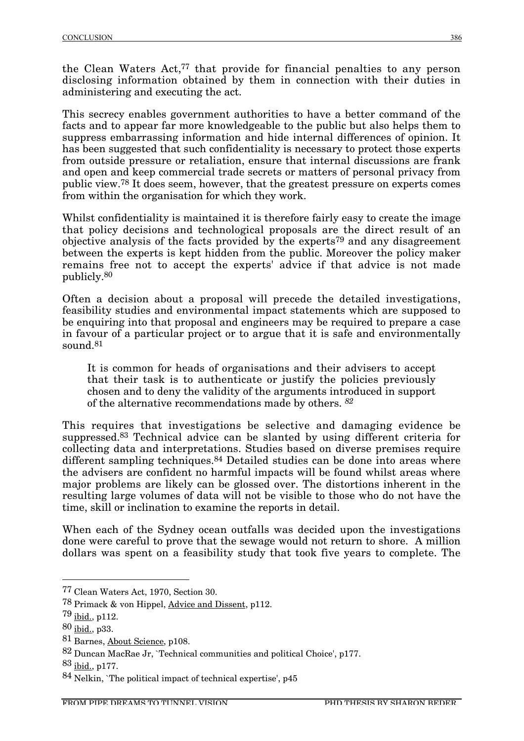the Clean Waters Act,[77] that provide for financial penalties to any person disclosing information obtained by them in connection with their duties in administering and executing the act.

This secrecy enables government authorities to have a better command of the facts and to appear far more knowledgeable to the public but also helps them to suppress embarrassing information and hide internal differences of opinion. It has been suggested that such confidentiality is necessary to protect those experts from outside pressure or retaliation, ensure that internal discussions are frank and open and keep commercial trade secrets or matters of personal privacy from public view.[78] It does seem, however, that the greatest pressure on experts comes from within the organisation for which they work.

Whilst confidentiality is maintained it is therefore fairly easy to create the image that policy decisions and technological proposals are the direct result of an objective analysis of the facts provided by the experts[79] and any disagreement between the experts is kept hidden from the public. Moreover the policy maker remains free not to accept the experts' advice if that advice is not made publicly.[80]

Often a decision about a proposal will precede the detailed investigations, feasibility studies and environmental impact statements which are supposed to be enquiring into that proposal and engineers may be required to prepare a case in favour of a particular project or to argue that it is safe and environmentally sound.[81]

> It is common for heads of organisations and their advisers to accept that their task is to authenticate or justify the policies previously chosen and to deny the validity of the arguments introduced in support of the alternative recommendations made by others. [82]

This requires that investigations be selective and damaging evidence be suppressed.[83] Technical advice can be slanted by using different criteria for collecting data and interpretations. Studies based on diverse premises require different sampling techniques.[84] Detailed studies can be done into areas where the advisers are confident no harmful impacts will be found whilst areas where major problems are likely can be glossed over. The distortions inherent in the resulting large volumes of data will not be visible to those who do not have the time, skill or inclination to examine the reports in detail.

When each of the Sydney ocean outfalls was decided upon the investigations done were careful to prove that the sewage would not return to shore. A million dollars was spent on a feasibility study that took five years to complete. The

---

[77] Clean Waters Act, 1970, Section 30.

[78] Primack & von Hippel, Advice and Dissent, p112.

[79] ibid., p112.

[80] ibid., p33.

[81] Barnes, About Science, p108.

[82] Duncan MacRae Jr, `Technical communities and political Choice', p177.

[83] ibid., p177.

[84] Nelkin, `The political impact of technical expertise', p45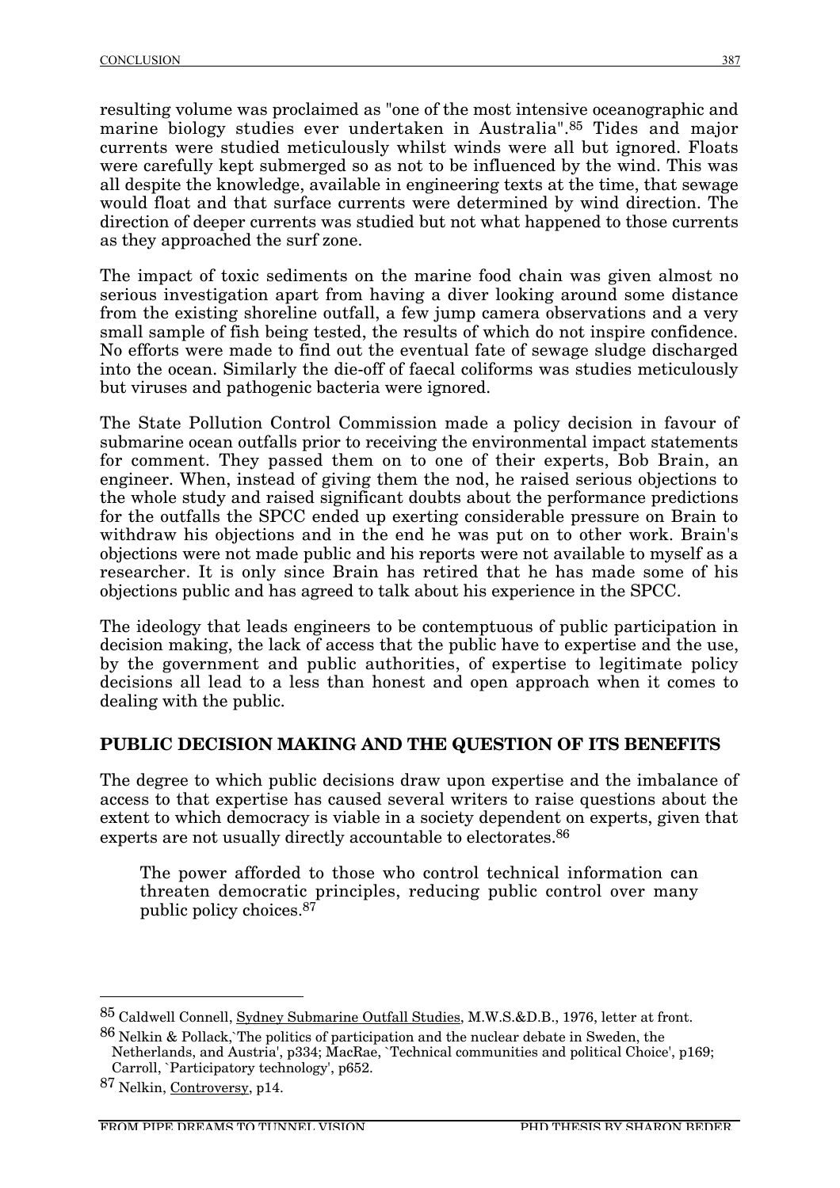resulting volume was proclaimed as "one of the most intensive oceanographic and marine biology studies ever undertaken in Australia".[85] Tides and major currents were studied meticulously whilst winds were all but ignored. Floats were carefully kept submerged so as not to be influenced by the wind. This was all despite the knowledge, available in engineering texts at the time, that sewage would float and that surface currents were determined by wind direction. The direction of deeper currents was studied but not what happened to those currents as they approached the surf zone.

The impact of toxic sediments on the marine food chain was given almost no serious investigation apart from having a diver looking around some distance from the existing shoreline outfall, a few jump camera observations and a very small sample of fish being tested, the results of which do not inspire confidence. No efforts were made to find out the eventual fate of sewage sludge discharged into the ocean. Similarly the die-off of faecal coliforms was studies meticulously but viruses and pathogenic bacteria were ignored.

The State Pollution Control Commission made a policy decision in favour of submarine ocean outfalls prior to receiving the environmental impact statements for comment. They passed them on to one of their experts, Bob Brain, an engineer. When, instead of giving them the nod, he raised serious objections to the whole study and raised significant doubts about the performance predictions for the outfalls the SPCC ended up exerting considerable pressure on Brain to withdraw his objections and in the end he was put on to other work. Brain's objections were not made public and his reports were not available to myself as a researcher. It is only since Brain has retired that he has made some of his objections public and has agreed to talk about his experience in the SPCC.

The ideology that leads engineers to be contemptuous of public participation in decision making, the lack of access that the public have to expertise and the use, by the government and public authorities, of expertise to legitimate policy decisions all lead to a less than honest and open approach when it comes to dealing with the public.

## PUBLIC DECISION MAKING AND THE QUESTION OF ITS BENEFITS

The degree to which public decisions draw upon expertise and the imbalance of access to that expertise has caused several writers to raise questions about the extent to which democracy is viable in a society dependent on experts, given that experts are not usually directly accountable to electorates.[86]

> The power afforded to those who control technical information can threaten democratic principles, reducing public control over many public policy choices.[87]

---

[85] Caldwell Connell, Sydney Submarine Outfall Studies, M.W.S.&D.B., 1976, letter at front.

[86] Nelkin & Pollack,`The politics of participation and the nuclear debate in Sweden, the Netherlands, and Austria', p334; MacRae, `Technical communities and political Choice', p169; Carroll, `Participatory technology', p652.

[87] Nelkin, Controversy, p14.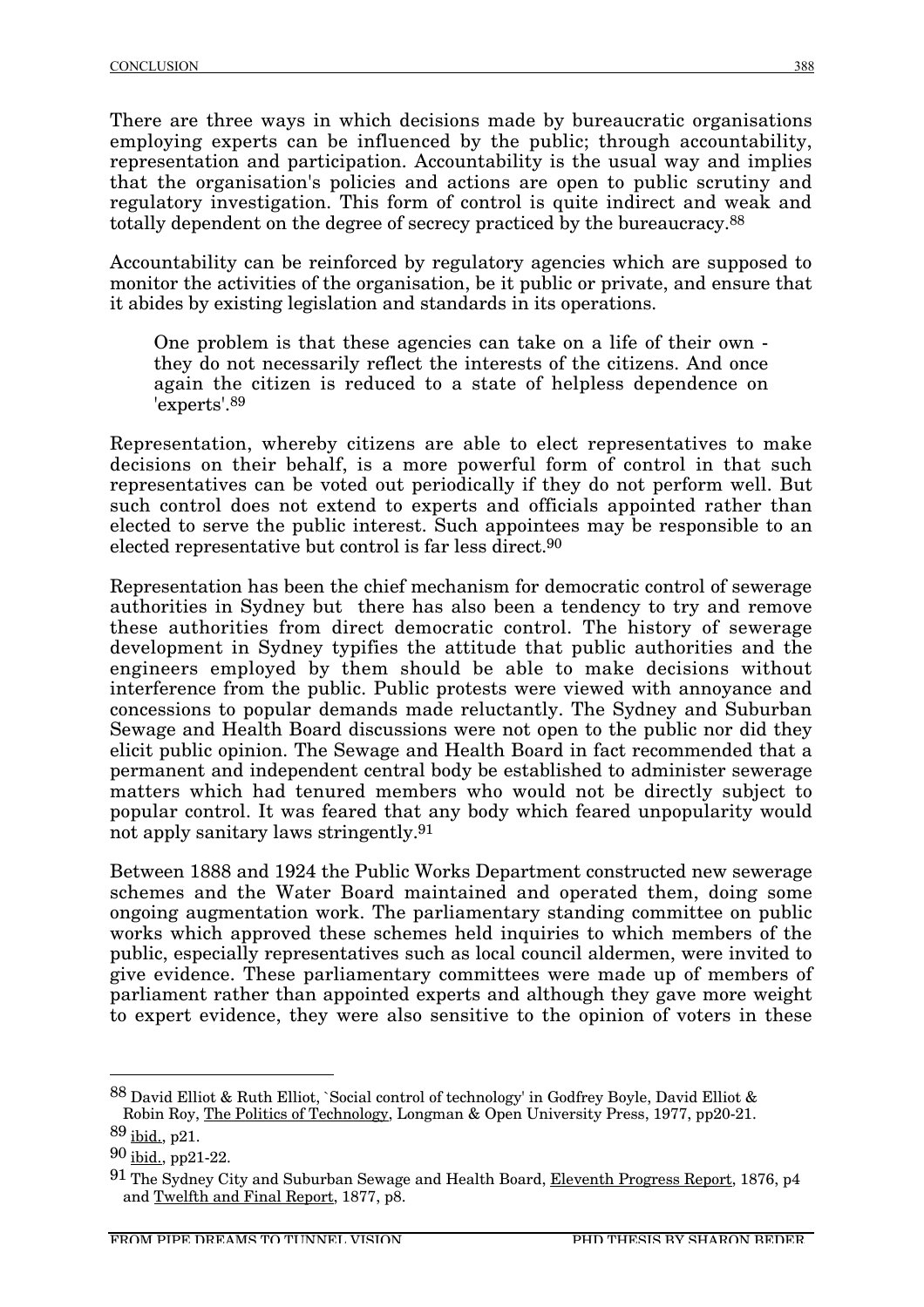There are three ways in which decisions made by bureaucratic organisations employing experts can be influenced by the public; through accountability, representation and participation. Accountability is the usual way and implies that the organisation's policies and actions are open to public scrutiny and regulatory investigation. This form of control is quite indirect and weak and totally dependent on the degree of secrecy practiced by the bureaucracy.[88]

Accountability can be reinforced by regulatory agencies which are supposed to monitor the activities of the organisation, be it public or private, and ensure that it abides by existing legislation and standards in its operations.

> One problem is that these agencies can take on a life of their own - they do not necessarily reflect the interests of the citizens. And once again the citizen is reduced to a state of helpless dependence on 'experts'.[89]

Representation, whereby citizens are able to elect representatives to make decisions on their behalf, is a more powerful form of control in that such representatives can be voted out periodically if they do not perform well. But such control does not extend to experts and officials appointed rather than elected to serve the public interest. Such appointees may be responsible to an elected representative but control is far less direct.[90]

Representation has been the chief mechanism for democratic control of sewerage authorities in Sydney but there has also been a tendency to try and remove these authorities from direct democratic control. The history of sewerage development in Sydney typifies the attitude that public authorities and the engineers employed by them should be able to make decisions without interference from the public. Public protests were viewed with annoyance and concessions to popular demands made reluctantly. The Sydney and Suburban Sewage and Health Board discussions were not open to the public nor did they elicit public opinion. The Sewage and Health Board in fact recommended that a permanent and independent central body be established to administer sewerage matters which had tenured members who would not be directly subject to popular control. It was feared that any body which feared unpopularity would not apply sanitary laws stringently.[91]

Between 1888 and 1924 the Public Works Department constructed new sewerage schemes and the Water Board maintained and operated them, doing some ongoing augmentation work. The parliamentary standing committee on public works which approved these schemes held inquiries to which members of the public, especially representatives such as local council aldermen, were invited to give evidence. These parliamentary committees were made up of members of parliament rather than appointed experts and although they gave more weight to expert evidence, they were also sensitive to the opinion of voters in these

---

[88] David Elliot & Ruth Elliot, `Social control of technology' in Godfrey Boyle, David Elliot & Robin Roy, The Politics of Technology, Longman & Open University Press, 1977, pp20-21.

[89] ibid., p21.

[90] ibid., pp21-22.

[91] The Sydney City and Suburban Sewage and Health Board, Eleventh Progress Report, 1876, p4 and Twelfth and Final Report, 1877, p8.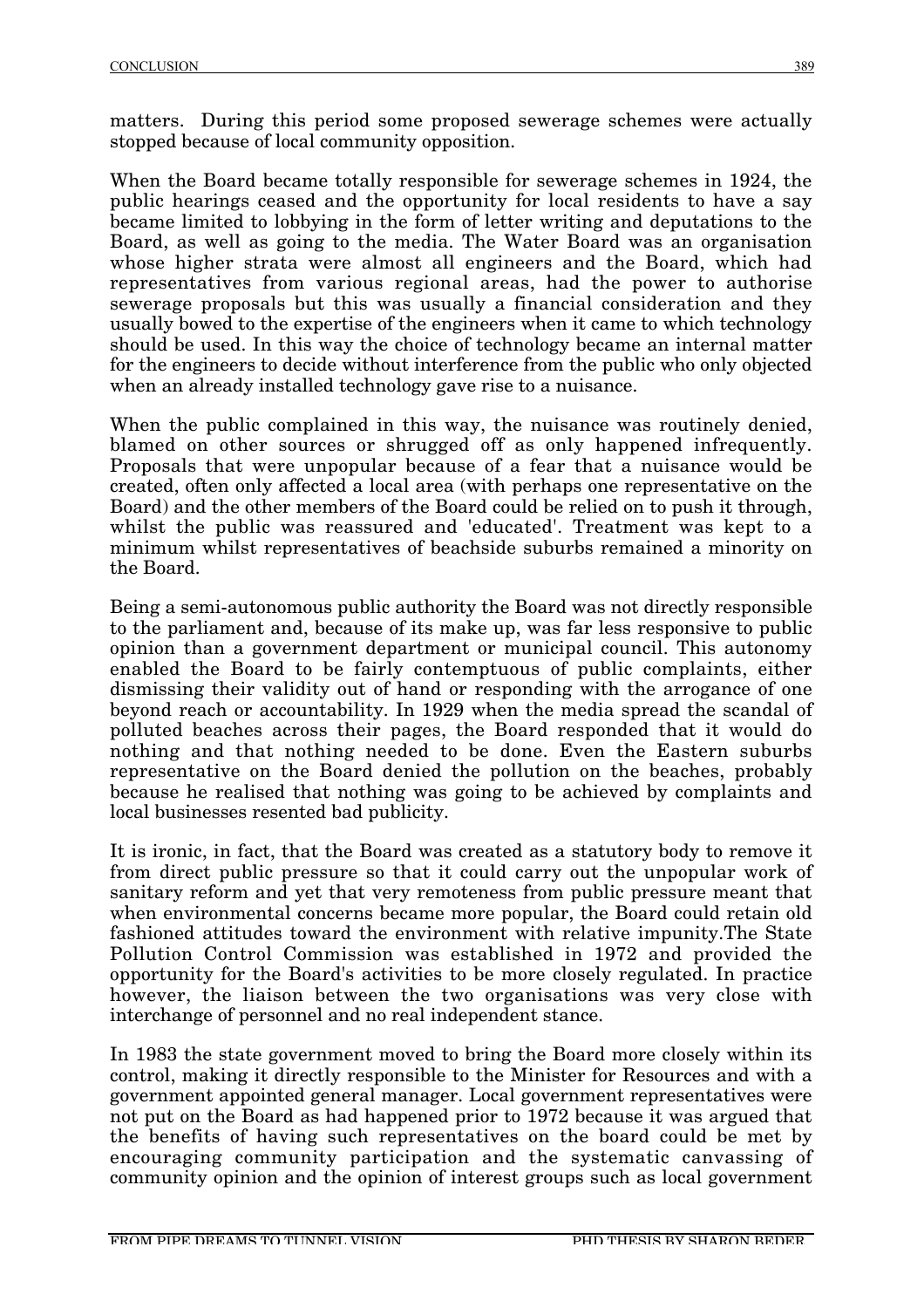matters. During this period some proposed sewerage schemes were actually stopped because of local community opposition.

When the Board became totally responsible for sewerage schemes in 1924, the public hearings ceased and the opportunity for local residents to have a say became limited to lobbying in the form of letter writing and deputations to the Board, as well as going to the media. The Water Board was an organisation whose higher strata were almost all engineers and the Board, which had representatives from various regional areas, had the power to authorise sewerage proposals but this was usually a financial consideration and they usually bowed to the expertise of the engineers when it came to which technology should be used. In this way the choice of technology became an internal matter for the engineers to decide without interference from the public who only objected when an already installed technology gave rise to a nuisance.

When the public complained in this way, the nuisance was routinely denied, blamed on other sources or shrugged off as only happened infrequently. Proposals that were unpopular because of a fear that a nuisance would be created, often only affected a local area (with perhaps one representative on the Board) and the other members of the Board could be relied on to push it through, whilst the public was reassured and 'educated'. Treatment was kept to a minimum whilst representatives of beachside suburbs remained a minority on the Board.

Being a semi-autonomous public authority the Board was not directly responsible to the parliament and, because of its make up, was far less responsive to public opinion than a government department or municipal council. This autonomy enabled the Board to be fairly contemptuous of public complaints, either dismissing their validity out of hand or responding with the arrogance of one beyond reach or accountability. In 1929 when the media spread the scandal of polluted beaches across their pages, the Board responded that it would do nothing and that nothing needed to be done. Even the Eastern suburbs representative on the Board denied the pollution on the beaches, probably because he realised that nothing was going to be achieved by complaints and local businesses resented bad publicity.

It is ironic, in fact, that the Board was created as a statutory body to remove it from direct public pressure so that it could carry out the unpopular work of sanitary reform and yet that very remoteness from public pressure meant that when environmental concerns became more popular, the Board could retain old fashioned attitudes toward the environment with relative impunity.The State Pollution Control Commission was established in 1972 and provided the opportunity for the Board's activities to be more closely regulated. In practice however, the liaison between the two organisations was very close with interchange of personnel and no real independent stance.

In 1983 the state government moved to bring the Board more closely within its control, making it directly responsible to the Minister for Resources and with a government appointed general manager. Local government representatives were not put on the Board as had happened prior to 1972 because it was argued that the benefits of having such representatives on the board could be met by encouraging community participation and the systematic canvassing of community opinion and the opinion of interest groups such as local government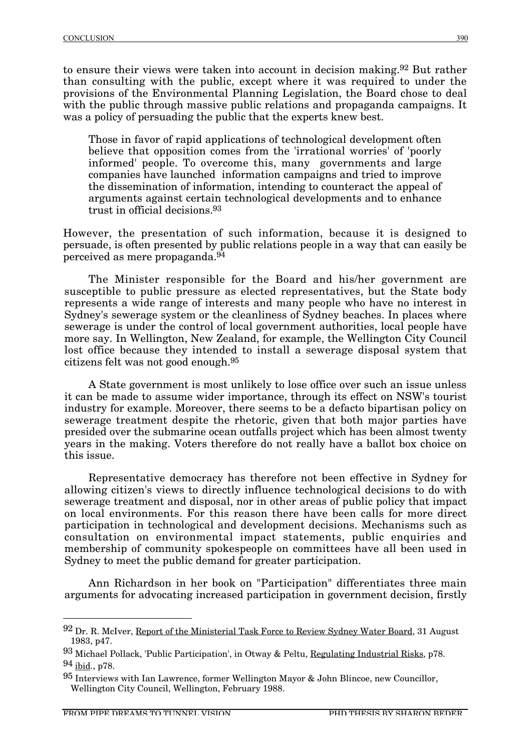to ensure their views were taken into account in decision making.[92] But rather than consulting with the public, except where it was required to under the provisions of the Environmental Planning Legislation, the Board chose to deal with the public through massive public relations and propaganda campaigns. It was a policy of persuading the public that the experts knew best.

> Those in favor of rapid applications of technological development often believe that opposition comes from the 'irrational worries' of 'poorly informed' people. To overcome this, many governments and large companies have launched information campaigns and tried to improve the dissemination of information, intending to counteract the appeal of arguments against certain technological developments and to enhance trust in official decisions.[93]

However, the presentation of such information, because it is designed to persuade, is often presented by public relations people in a way that can easily be perceived as mere propaganda.[94]

The Minister responsible for the Board and his/her government are susceptible to public pressure as elected representatives, but the State body represents a wide range of interests and many people who have no interest in Sydney's sewerage system or the cleanliness of Sydney beaches. In places where sewerage is under the control of local government authorities, local people have more say. In Wellington, New Zealand, for example, the Wellington City Council lost office because they intended to install a sewerage disposal system that citizens felt was not good enough.[95]

A State government is most unlikely to lose office over such an issue unless it can be made to assume wider importance, through its effect on NSW's tourist industry for example. Moreover, there seems to be a defacto bipartisan policy on sewerage treatment despite the rhetoric, given that both major parties have presided over the submarine ocean outfalls project which has been almost twenty years in the making. Voters therefore do not really have a ballot box choice on this issue.

Representative democracy has therefore not been effective in Sydney for allowing citizen's views to directly influence technological decisions to do with sewerage treatment and disposal, nor in other areas of public policy that impact on local environments. For this reason there have been calls for more direct participation in technological and development decisions. Mechanisms such as consultation on environmental impact statements, public enquiries and membership of community spokespeople on committees have all been used in Sydney to meet the public demand for greater participation.

Ann Richardson in her book on "Participation" differentiates three main arguments for advocating increased participation in government decision, firstly

---

[92] Dr. R. McIver, Report of the Ministerial Task Force to Review Sydney Water Board, 31 August 1983, p47.

[93] Michael Pollack, 'Public Participation', in Otway & Peltu, Regulating Industrial Risks, p78.

[94] ibid., p78.

[95] Interviews with Ian Lawrence, former Wellington Mayor & John Blincoe, new Councillor, Wellington City Council, Wellington, February 1988.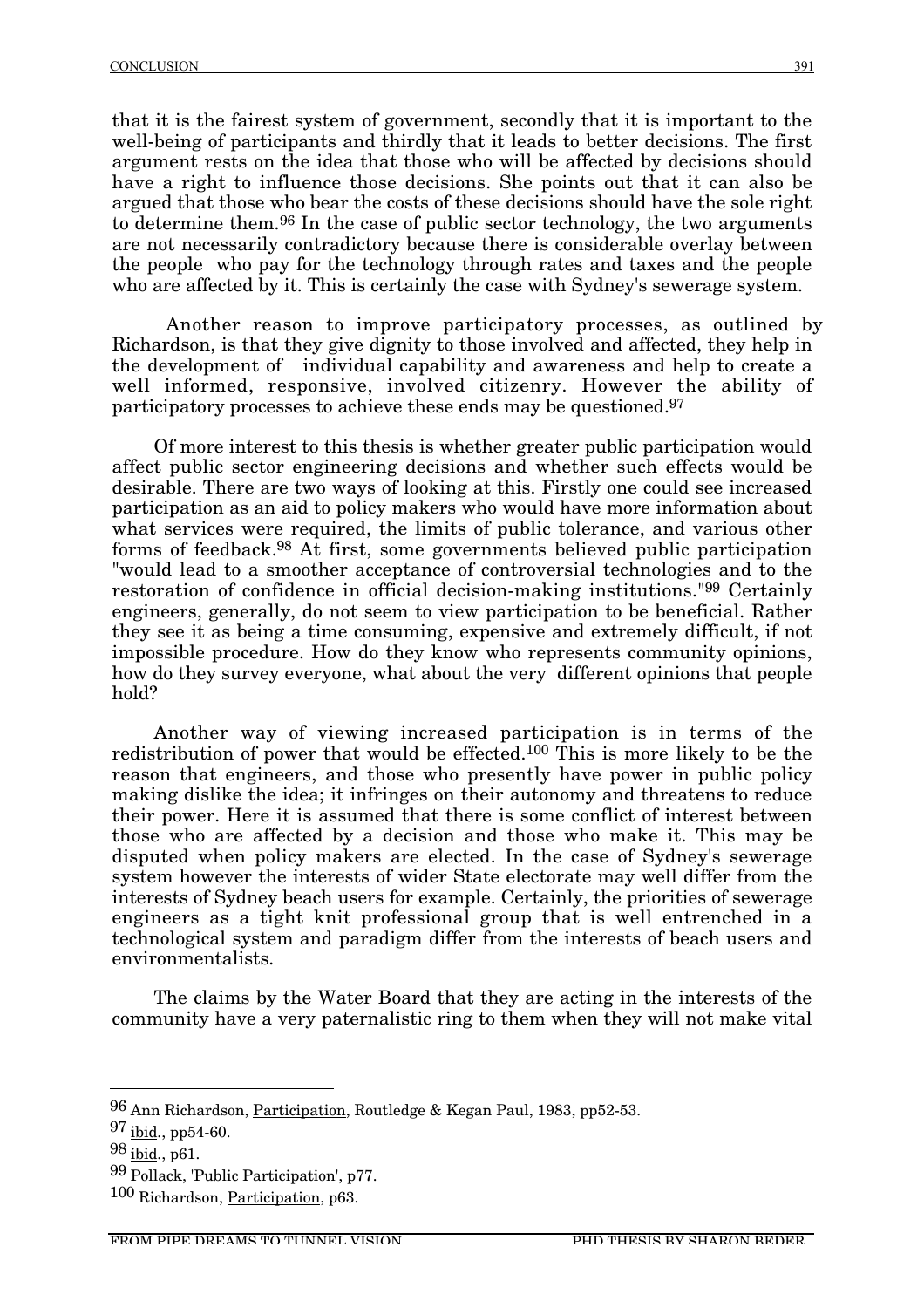that it is the fairest system of government, secondly that it is important to the well-being of participants and thirdly that it leads to better decisions. The first argument rests on the idea that those who will be affected by decisions should have a right to influence those decisions. She points out that it can also be argued that those who bear the costs of these decisions should have the sole right to determine them.[96] In the case of public sector technology, the two arguments are not necessarily contradictory because there is considerable overlay between the people who pay for the technology through rates and taxes and the people who are affected by it. This is certainly the case with Sydney's sewerage system.

Another reason to improve participatory processes, as outlined by Richardson, is that they give dignity to those involved and affected, they help in the development of individual capability and awareness and help to create a well informed, responsive, involved citizenry. However the ability of participatory processes to achieve these ends may be questioned.[97]

Of more interest to this thesis is whether greater public participation would affect public sector engineering decisions and whether such effects would be desirable. There are two ways of looking at this. Firstly one could see increased participation as an aid to policy makers who would have more information about what services were required, the limits of public tolerance, and various other forms of feedback.[98] At first, some governments believed public participation "would lead to a smoother acceptance of controversial technologies and to the restoration of confidence in official decision-making institutions."[99] Certainly engineers, generally, do not seem to view participation to be beneficial. Rather they see it as being a time consuming, expensive and extremely difficult, if not impossible procedure. How do they know who represents community opinions, how do they survey everyone, what about the very different opinions that people hold?

Another way of viewing increased participation is in terms of the redistribution of power that would be effected.[100] This is more likely to be the reason that engineers, and those who presently have power in public policy making dislike the idea; it infringes on their autonomy and threatens to reduce their power. Here it is assumed that there is some conflict of interest between those who are affected by a decision and those who make it. This may be disputed when policy makers are elected. In the case of Sydney's sewerage system however the interests of wider State electorate may well differ from the interests of Sydney beach users for example. Certainly, the priorities of sewerage engineers as a tight knit professional group that is well entrenched in a technological system and paradigm differ from the interests of beach users and environmentalists.

The claims by the Water Board that they are acting in the interests of the community have a very paternalistic ring to them when they will not make vital

---

[96] Ann Richardson, Participation, Routledge & Kegan Paul, 1983, pp52-53.

[97] ibid., pp54-60.

[98] ibid., p61.

[99] Pollack, 'Public Participation', p77.

[100] Richardson, Participation, p63.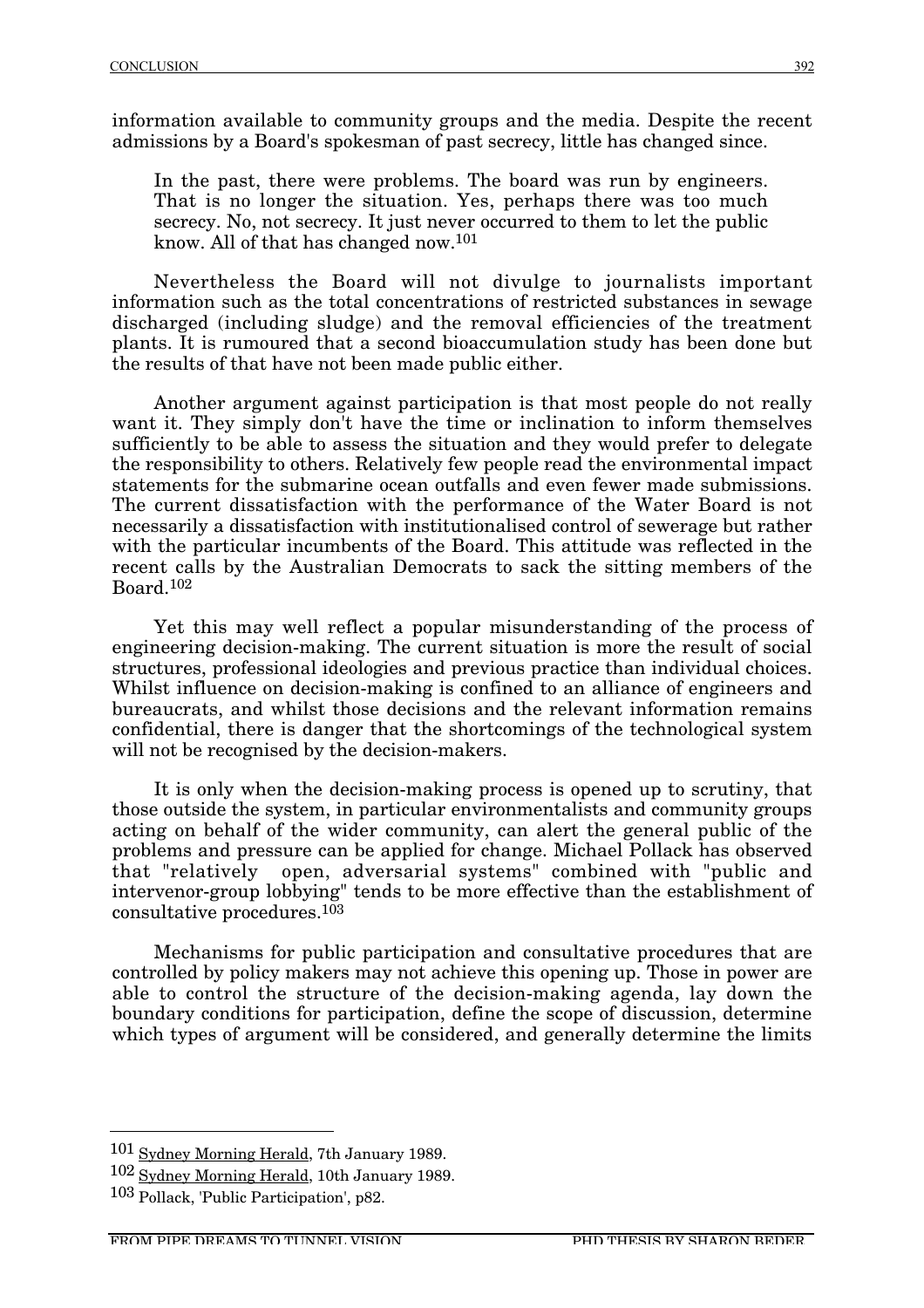information available to community groups and the media. Despite the recent admissions by a Board's spokesman of past secrecy, little has changed since.

> In the past, there were problems. The board was run by engineers. That is no longer the situation. Yes, perhaps there was too much secrecy. No, not secrecy. It just never occurred to them to let the public know. All of that has changed now.[101]

Nevertheless the Board will not divulge to journalists important information such as the total concentrations of restricted substances in sewage discharged (including sludge) and the removal efficiencies of the treatment plants. It is rumoured that a second bioaccumulation study has been done but the results of that have not been made public either.

Another argument against participation is that most people do not really want it. They simply don't have the time or inclination to inform themselves sufficiently to be able to assess the situation and they would prefer to delegate the responsibility to others. Relatively few people read the environmental impact statements for the submarine ocean outfalls and even fewer made submissions. The current dissatisfaction with the performance of the Water Board is not necessarily a dissatisfaction with institutionalised control of sewerage but rather with the particular incumbents of the Board. This attitude was reflected in the recent calls by the Australian Democrats to sack the sitting members of the Board.[102]

Yet this may well reflect a popular misunderstanding of the process of engineering decision-making. The current situation is more the result of social structures, professional ideologies and previous practice than individual choices. Whilst influence on decision-making is confined to an alliance of engineers and bureaucrats, and whilst those decisions and the relevant information remains confidential, there is danger that the shortcomings of the technological system will not be recognised by the decision-makers.

It is only when the decision-making process is opened up to scrutiny, that those outside the system, in particular environmentalists and community groups acting on behalf of the wider community, can alert the general public of the problems and pressure can be applied for change. Michael Pollack has observed that "relatively open, adversarial systems" combined with "public and intervenor-group lobbying" tends to be more effective than the establishment of consultative procedures.[103]

Mechanisms for public participation and consultative procedures that are controlled by policy makers may not achieve this opening up. Those in power are able to control the structure of the decision-making agenda, lay down the boundary conditions for participation, define the scope of discussion, determine which types of argument will be considered, and generally determine the limits

---

[101] Sydney Morning Herald, 7th January 1989.

[102] Sydney Morning Herald, 10th January 1989.

[103] Pollack, 'Public Participation', p82.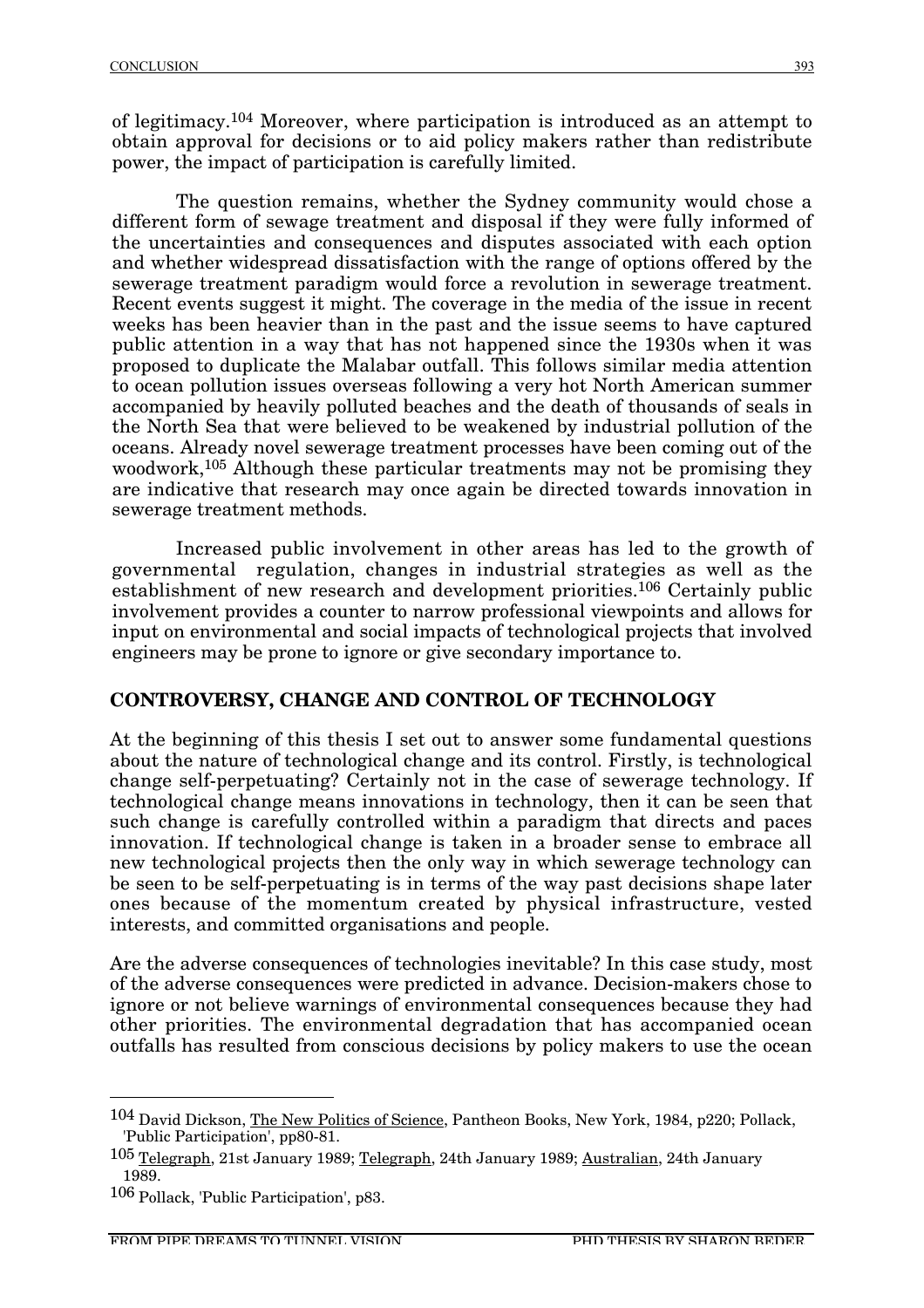of legitimacy.[104] Moreover, where participation is introduced as an attempt to obtain approval for decisions or to aid policy makers rather than redistribute power, the impact of participation is carefully limited.

The question remains, whether the Sydney community would chose a different form of sewage treatment and disposal if they were fully informed of the uncertainties and consequences and disputes associated with each option and whether widespread dissatisfaction with the range of options offered by the sewerage treatment paradigm would force a revolution in sewerage treatment. Recent events suggest it might. The coverage in the media of the issue in recent weeks has been heavier than in the past and the issue seems to have captured public attention in a way that has not happened since the 1930s when it was proposed to duplicate the Malabar outfall. This follows similar media attention to ocean pollution issues overseas following a very hot North American summer accompanied by heavily polluted beaches and the death of thousands of seals in the North Sea that were believed to be weakened by industrial pollution of the oceans. Already novel sewerage treatment processes have been coming out of the woodwork,[105] Although these particular treatments may not be promising they are indicative that research may once again be directed towards innovation in sewerage treatment methods.

Increased public involvement in other areas has led to the growth of governmental regulation, changes in industrial strategies as well as the establishment of new research and development priorities.[106] Certainly public involvement provides a counter to narrow professional viewpoints and allows for input on environmental and social impacts of technological projects that involved engineers may be prone to ignore or give secondary importance to.

## CONTROVERSY, CHANGE AND CONTROL OF TECHNOLOGY

At the beginning of this thesis I set out to answer some fundamental questions about the nature of technological change and its control. Firstly, is technological change self-perpetuating? Certainly not in the case of sewerage technology. If technological change means innovations in technology, then it can be seen that such change is carefully controlled within a paradigm that directs and paces innovation. If technological change is taken in a broader sense to embrace all new technological projects then the only way in which sewerage technology can be seen to be self-perpetuating is in terms of the way past decisions shape later ones because of the momentum created by physical infrastructure, vested interests, and committed organisations and people.

Are the adverse consequences of technologies inevitable? In this case study, most of the adverse consequences were predicted in advance. Decision-makers chose to ignore or not believe warnings of environmental consequences because they had other priorities. The environmental degradation that has accompanied ocean outfalls has resulted from conscious decisions by policy makers to use the ocean

---

[104] David Dickson, The New Politics of Science, Pantheon Books, New York, 1984, p220; Pollack, 'Public Participation', pp80-81.

[105] Telegraph, 21st January 1989; Telegraph, 24th January 1989; Australian, 24th January 1989.

[106] Pollack, 'Public Participation', p83.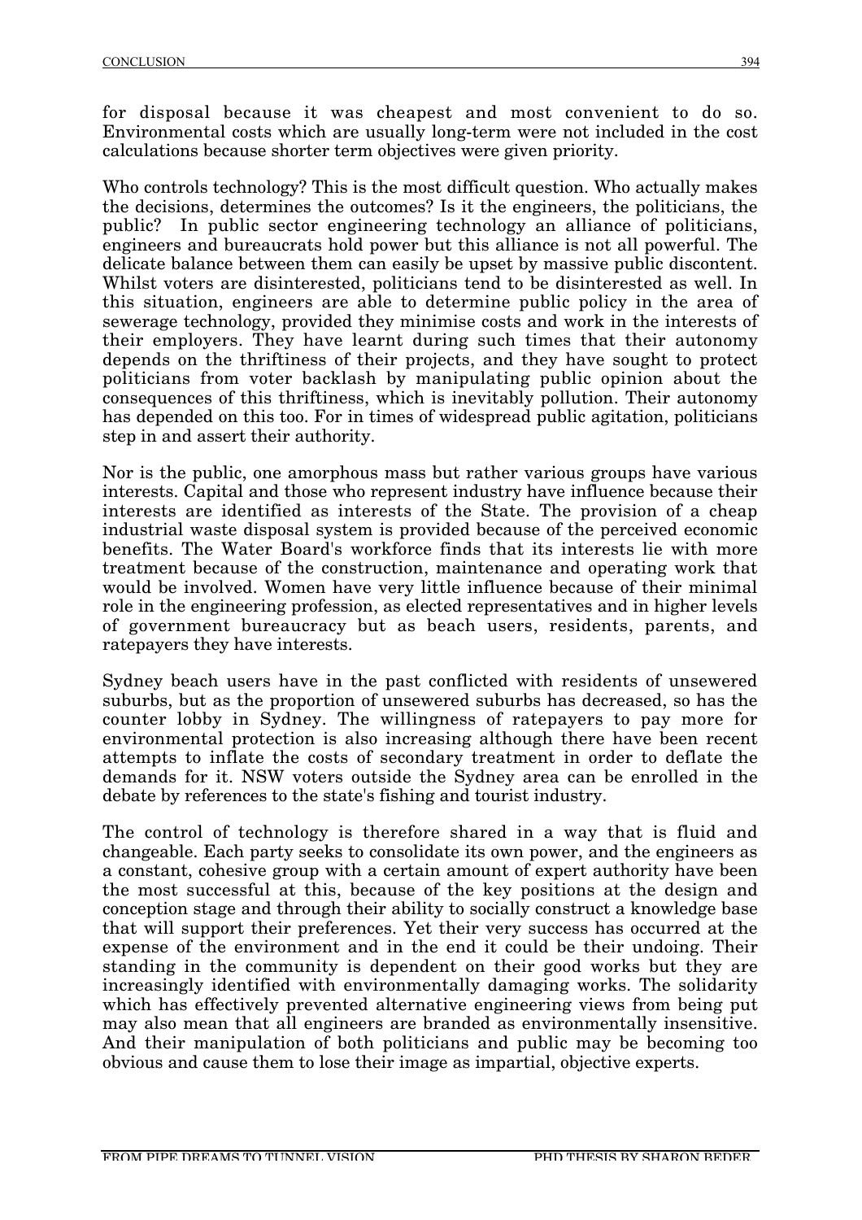for disposal because it was cheapest and most convenient to do so. Environmental costs which are usually long-term were not included in the cost calculations because shorter term objectives were given priority.

Who controls technology? This is the most difficult question. Who actually makes the decisions, determines the outcomes? Is it the engineers, the politicians, the public? In public sector engineering technology an alliance of politicians, engineers and bureaucrats hold power but this alliance is not all powerful. The delicate balance between them can easily be upset by massive public discontent. Whilst voters are disinterested, politicians tend to be disinterested as well. In this situation, engineers are able to determine public policy in the area of sewerage technology, provided they minimise costs and work in the interests of their employers. They have learnt during such times that their autonomy depends on the thriftiness of their projects, and they have sought to protect politicians from voter backlash by manipulating public opinion about the consequences of this thriftiness, which is inevitably pollution. Their autonomy has depended on this too. For in times of widespread public agitation, politicians step in and assert their authority.

Nor is the public, one amorphous mass but rather various groups have various interests. Capital and those who represent industry have influence because their interests are identified as interests of the State. The provision of a cheap industrial waste disposal system is provided because of the perceived economic benefits. The Water Board's workforce finds that its interests lie with more treatment because of the construction, maintenance and operating work that would be involved. Women have very little influence because of their minimal role in the engineering profession, as elected representatives and in higher levels of government bureaucracy but as beach users, residents, parents, and ratepayers they have interests.

Sydney beach users have in the past conflicted with residents of unsewered suburbs, but as the proportion of unsewered suburbs has decreased, so has the counter lobby in Sydney. The willingness of ratepayers to pay more for environmental protection is also increasing although there have been recent attempts to inflate the costs of secondary treatment in order to deflate the demands for it. NSW voters outside the Sydney area can be enrolled in the debate by references to the state's fishing and tourist industry.

The control of technology is therefore shared in a way that is fluid and changeable. Each party seeks to consolidate its own power, and the engineers as a constant, cohesive group with a certain amount of expert authority have been the most successful at this, because of the key positions at the design and conception stage and through their ability to socially construct a knowledge base that will support their preferences. Yet their very success has occurred at the expense of the environment and in the end it could be their undoing. Their standing in the community is dependent on their good works but they are increasingly identified with environmentally damaging works. The solidarity which has effectively prevented alternative engineering views from being put may also mean that all engineers are branded as environmentally insensitive. And their manipulation of both politicians and public may be becoming too obvious and cause them to lose their image as impartial, objective experts.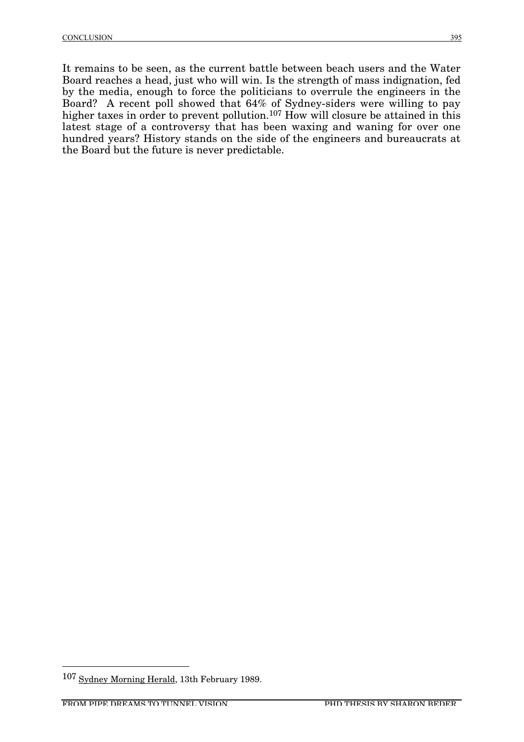It remains to be seen, as the current battle between beach users and the Water Board reaches a head, just who will win. Is the strength of mass indignation, fed by the media, enough to force the politicians to overrule the engineers in the Board? A recent poll showed that 64% of Sydney-siders were willing to pay higher taxes in order to prevent pollution.[107] How will closure be attained in this latest stage of a controversy that has been waxing and waning for over one hundred years? History stands on the side of the engineers and bureaucrats at the Board but the future is never predictable.

---

[107] Sydney Morning Herald, 13th February 1989.